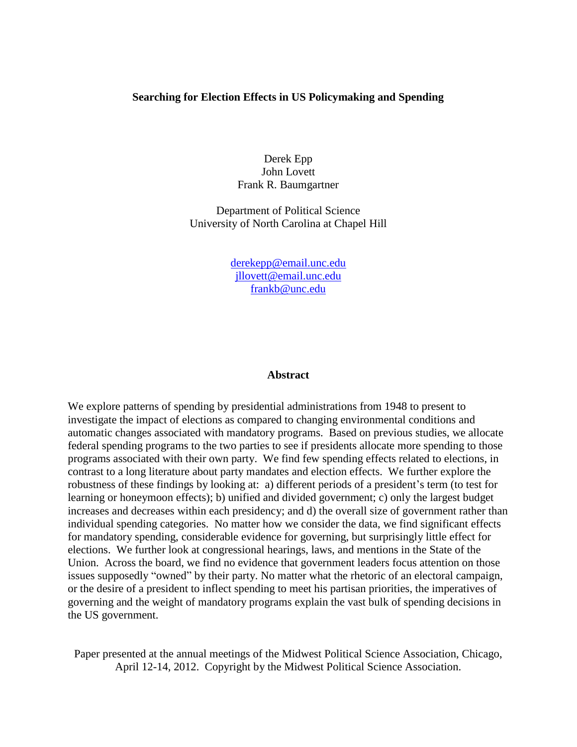# Searching for Election Effects in US Policymaking and Spending

Derek Epp
John Lovett
Frank R. Baumgartner

Department of Political Science
University of North Carolina at Chapel Hill

derekepp@email.unc.edu
jllovett@email.unc.edu
frankb@unc.edu

## Abstract

We explore patterns of spending by presidential administrations from 1948 to present to investigate the impact of elections as compared to changing environmental conditions and automatic changes associated with mandatory programs. Based on previous studies, we allocate federal spending programs to the two parties to see if presidents allocate more spending to those programs associated with their own party. We find few spending effects related to elections, in contrast to a long literature about party mandates and election effects. We further explore the robustness of these findings by looking at: a) different periods of a president's term (to test for learning or honeymoon effects); b) unified and divided government; c) only the largest budget increases and decreases within each presidency; and d) the overall size of government rather than individual spending categories. No matter how we consider the data, we find significant effects for mandatory spending, considerable evidence for governing, but surprisingly little effect for elections. We further look at congressional hearings, laws, and mentions in the State of the Union. Across the board, we find no evidence that government leaders focus attention on those issues supposedly "owned" by their party. No matter what the rhetoric of an electoral campaign, or the desire of a president to inflect spending to meet his partisan priorities, the imperatives of governing and the weight of mandatory programs explain the vast bulk of spending decisions in the US government.

Paper presented at the annual meetings of the Midwest Political Science Association, Chicago, April 12-14, 2012. Copyright by the Midwest Political Science Association.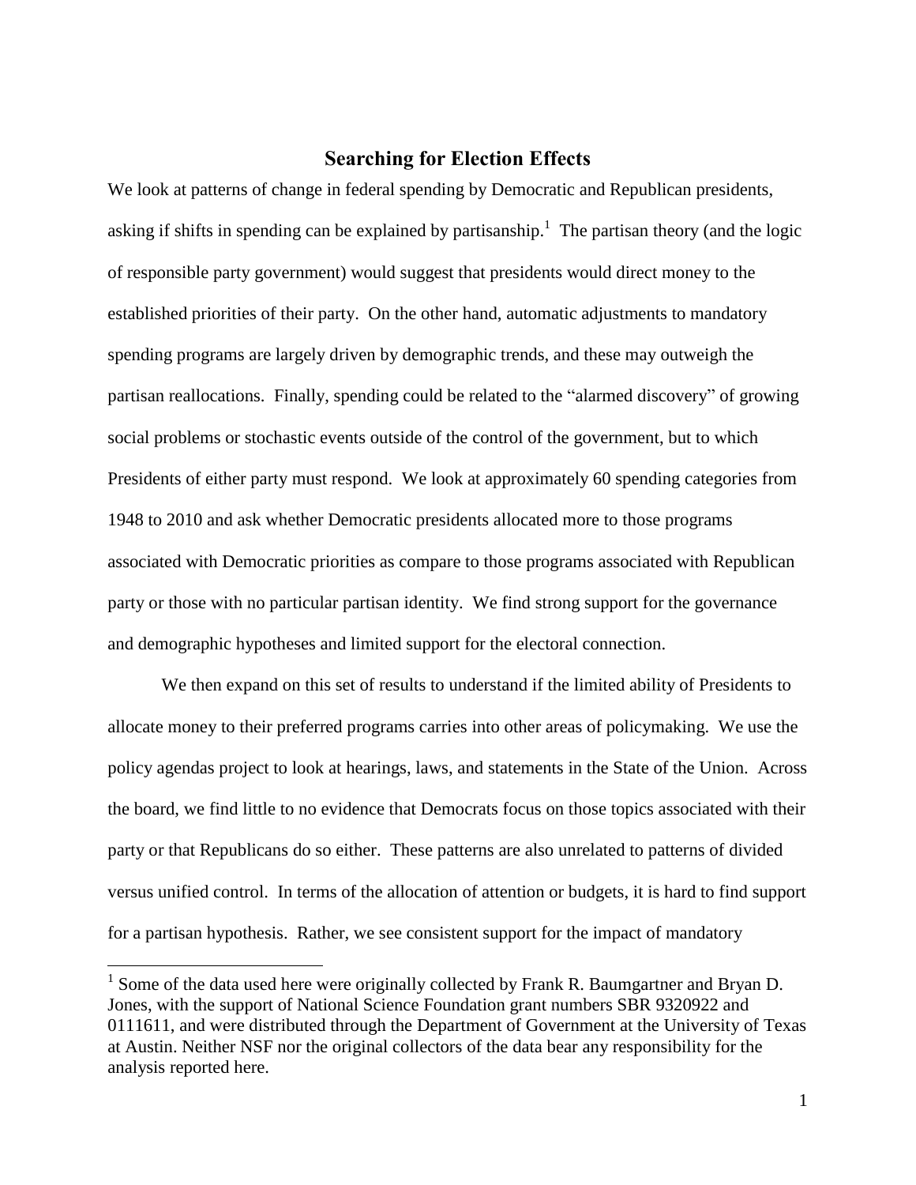## Searching for Election Effects

We look at patterns of change in federal spending by Democratic and Republican presidents, asking if shifts in spending can be explained by partisanship.[1] The partisan theory (and the logic of responsible party government) would suggest that presidents would direct money to the established priorities of their party. On the other hand, automatic adjustments to mandatory spending programs are largely driven by demographic trends, and these may outweigh the partisan reallocations. Finally, spending could be related to the "alarmed discovery" of growing social problems or stochastic events outside of the control of the government, but to which Presidents of either party must respond. We look at approximately 60 spending categories from 1948 to 2010 and ask whether Democratic presidents allocated more to those programs associated with Democratic priorities as compare to those programs associated with Republican party or those with no particular partisan identity. We find strong support for the governance and demographic hypotheses and limited support for the electoral connection.

We then expand on this set of results to understand if the limited ability of Presidents to allocate money to their preferred programs carries into other areas of policymaking. We use the policy agendas project to look at hearings, laws, and statements in the State of the Union. Across the board, we find little to no evidence that Democrats focus on those topics associated with their party or that Republicans do so either. These patterns are also unrelated to patterns of divided versus unified control. In terms of the allocation of attention or budgets, it is hard to find support for a partisan hypothesis. Rather, we see consistent support for the impact of mandatory

[1] Some of the data used here were originally collected by Frank R. Baumgartner and Bryan D. Jones, with the support of National Science Foundation grant numbers SBR 9320922 and 0111611, and were distributed through the Department of Government at the University of Texas at Austin. Neither NSF nor the original collectors of the data bear any responsibility for the analysis reported here.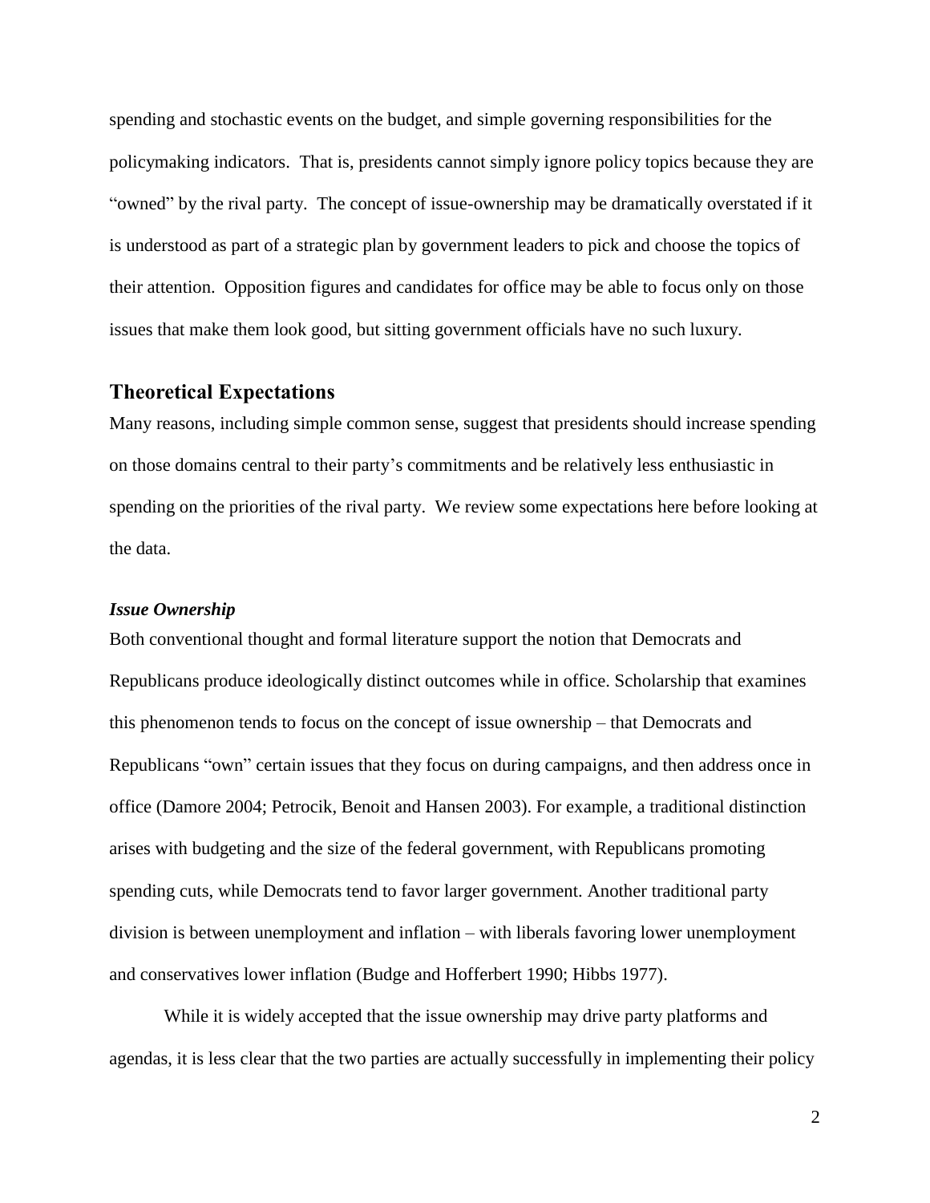spending and stochastic events on the budget, and simple governing responsibilities for the policymaking indicators. That is, presidents cannot simply ignore policy topics because they are "owned" by the rival party. The concept of issue-ownership may be dramatically overstated if it is understood as part of a strategic plan by government leaders to pick and choose the topics of their attention. Opposition figures and candidates for office may be able to focus only on those issues that make them look good, but sitting government officials have no such luxury.

## Theoretical Expectations

Many reasons, including simple common sense, suggest that presidents should increase spending on those domains central to their party's commitments and be relatively less enthusiastic in spending on the priorities of the rival party. We review some expectations here before looking at the data.

### *Issue Ownership*

Both conventional thought and formal literature support the notion that Democrats and Republicans produce ideologically distinct outcomes while in office. Scholarship that examines this phenomenon tends to focus on the concept of issue ownership – that Democrats and Republicans "own" certain issues that they focus on during campaigns, and then address once in office (Damore 2004; Petrocik, Benoit and Hansen 2003). For example, a traditional distinction arises with budgeting and the size of the federal government, with Republicans promoting spending cuts, while Democrats tend to favor larger government. Another traditional party division is between unemployment and inflation – with liberals favoring lower unemployment and conservatives lower inflation (Budge and Hofferbert 1990; Hibbs 1977).

While it is widely accepted that the issue ownership may drive party platforms and agendas, it is less clear that the two parties are actually successfully in implementing their policy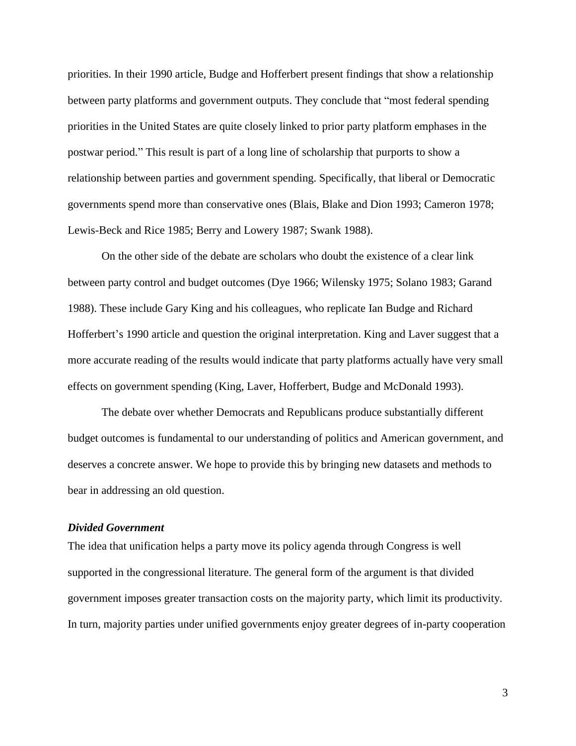priorities. In their 1990 article, Budge and Hofferbert present findings that show a relationship between party platforms and government outputs. They conclude that "most federal spending priorities in the United States are quite closely linked to prior party platform emphases in the postwar period." This result is part of a long line of scholarship that purports to show a relationship between parties and government spending. Specifically, that liberal or Democratic governments spend more than conservative ones (Blais, Blake and Dion 1993; Cameron 1978; Lewis-Beck and Rice 1985; Berry and Lowery 1987; Swank 1988).

On the other side of the debate are scholars who doubt the existence of a clear link between party control and budget outcomes (Dye 1966; Wilensky 1975; Solano 1983; Garand 1988). These include Gary King and his colleagues, who replicate Ian Budge and Richard Hofferbert's 1990 article and question the original interpretation. King and Laver suggest that a more accurate reading of the results would indicate that party platforms actually have very small effects on government spending (King, Laver, Hofferbert, Budge and McDonald 1993).

The debate over whether Democrats and Republicans produce substantially different budget outcomes is fundamental to our understanding of politics and American government, and deserves a concrete answer. We hope to provide this by bringing new datasets and methods to bear in addressing an old question.

### *Divided Government*

The idea that unification helps a party move its policy agenda through Congress is well supported in the congressional literature. The general form of the argument is that divided government imposes greater transaction costs on the majority party, which limit its productivity. In turn, majority parties under unified governments enjoy greater degrees of in-party cooperation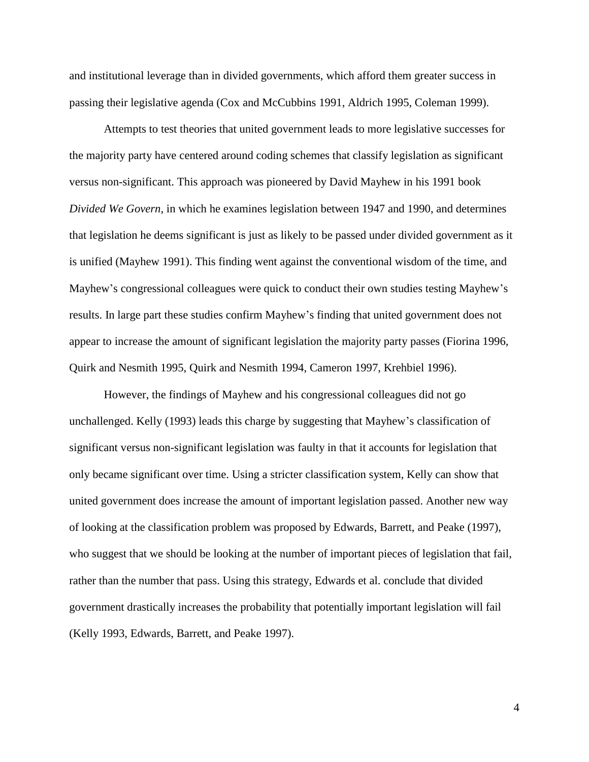and institutional leverage than in divided governments, which afford them greater success in passing their legislative agenda (Cox and McCubbins 1991, Aldrich 1995, Coleman 1999).

Attempts to test theories that united government leads to more legislative successes for the majority party have centered around coding schemes that classify legislation as significant versus non-significant. This approach was pioneered by David Mayhew in his 1991 book *Divided We Govern*, in which he examines legislation between 1947 and 1990, and determines that legislation he deems significant is just as likely to be passed under divided government as it is unified (Mayhew 1991). This finding went against the conventional wisdom of the time, and Mayhew's congressional colleagues were quick to conduct their own studies testing Mayhew's results. In large part these studies confirm Mayhew's finding that united government does not appear to increase the amount of significant legislation the majority party passes (Fiorina 1996, Quirk and Nesmith 1995, Quirk and Nesmith 1994, Cameron 1997, Krehbiel 1996).

However, the findings of Mayhew and his congressional colleagues did not go unchallenged. Kelly (1993) leads this charge by suggesting that Mayhew's classification of significant versus non-significant legislation was faulty in that it accounts for legislation that only became significant over time. Using a stricter classification system, Kelly can show that united government does increase the amount of important legislation passed. Another new way of looking at the classification problem was proposed by Edwards, Barrett, and Peake (1997), who suggest that we should be looking at the number of important pieces of legislation that fail, rather than the number that pass. Using this strategy, Edwards et al. conclude that divided government drastically increases the probability that potentially important legislation will fail (Kelly 1993, Edwards, Barrett, and Peake 1997).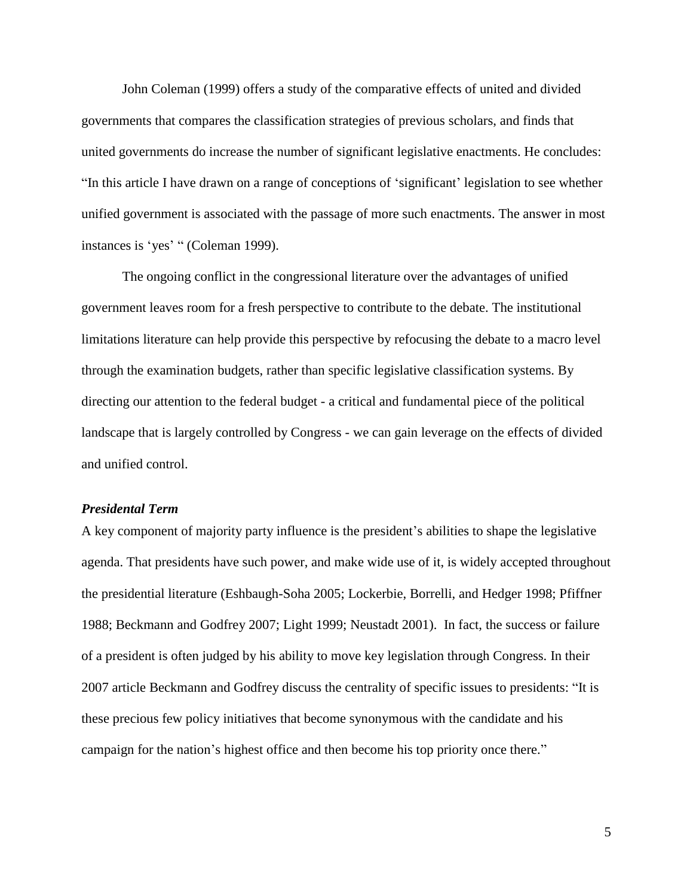John Coleman (1999) offers a study of the comparative effects of united and divided governments that compares the classification strategies of previous scholars, and finds that united governments do increase the number of significant legislative enactments. He concludes: "In this article I have drawn on a range of conceptions of 'significant' legislation to see whether unified government is associated with the passage of more such enactments. The answer in most instances is 'yes' " (Coleman 1999).

The ongoing conflict in the congressional literature over the advantages of unified government leaves room for a fresh perspective to contribute to the debate. The institutional limitations literature can help provide this perspective by refocusing the debate to a macro level through the examination budgets, rather than specific legislative classification systems. By directing our attention to the federal budget - a critical and fundamental piece of the political landscape that is largely controlled by Congress - we can gain leverage on the effects of divided and unified control.

### *Presidental Term*

A key component of majority party influence is the president's abilities to shape the legislative agenda. That presidents have such power, and make wide use of it, is widely accepted throughout the presidential literature (Eshbaugh-Soha 2005; Lockerbie, Borrelli, and Hedger 1998; Pfiffner 1988; Beckmann and Godfrey 2007; Light 1999; Neustadt 2001). In fact, the success or failure of a president is often judged by his ability to move key legislation through Congress. In their 2007 article Beckmann and Godfrey discuss the centrality of specific issues to presidents: "It is these precious few policy initiatives that become synonymous with the candidate and his campaign for the nation's highest office and then become his top priority once there."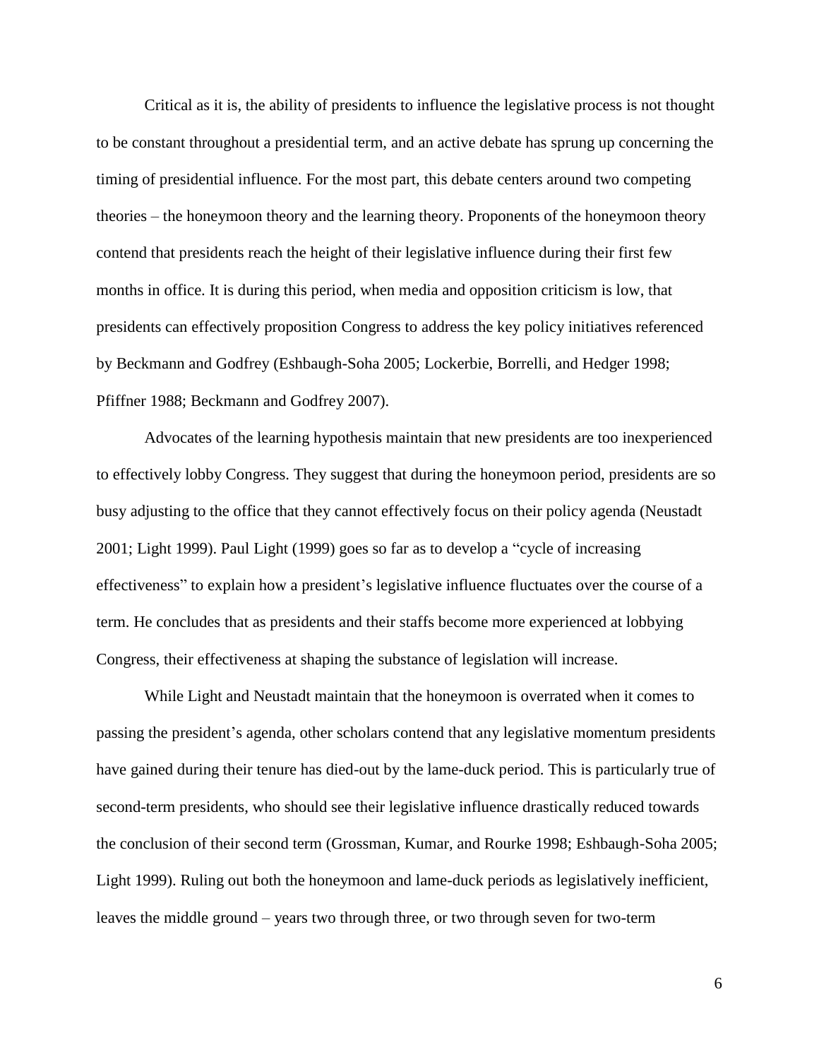Critical as it is, the ability of presidents to influence the legislative process is not thought to be constant throughout a presidential term, and an active debate has sprung up concerning the timing of presidential influence. For the most part, this debate centers around two competing theories – the honeymoon theory and the learning theory. Proponents of the honeymoon theory contend that presidents reach the height of their legislative influence during their first few months in office. It is during this period, when media and opposition criticism is low, that presidents can effectively proposition Congress to address the key policy initiatives referenced by Beckmann and Godfrey (Eshbaugh-Soha 2005; Lockerbie, Borrelli, and Hedger 1998; Pfiffner 1988; Beckmann and Godfrey 2007).

Advocates of the learning hypothesis maintain that new presidents are too inexperienced to effectively lobby Congress. They suggest that during the honeymoon period, presidents are so busy adjusting to the office that they cannot effectively focus on their policy agenda (Neustadt 2001; Light 1999). Paul Light (1999) goes so far as to develop a "cycle of increasing effectiveness" to explain how a president's legislative influence fluctuates over the course of a term. He concludes that as presidents and their staffs become more experienced at lobbying Congress, their effectiveness at shaping the substance of legislation will increase.

While Light and Neustadt maintain that the honeymoon is overrated when it comes to passing the president's agenda, other scholars contend that any legislative momentum presidents have gained during their tenure has died-out by the lame-duck period. This is particularly true of second-term presidents, who should see their legislative influence drastically reduced towards the conclusion of their second term (Grossman, Kumar, and Rourke 1998; Eshbaugh-Soha 2005; Light 1999). Ruling out both the honeymoon and lame-duck periods as legislatively inefficient, leaves the middle ground – years two through three, or two through seven for two-term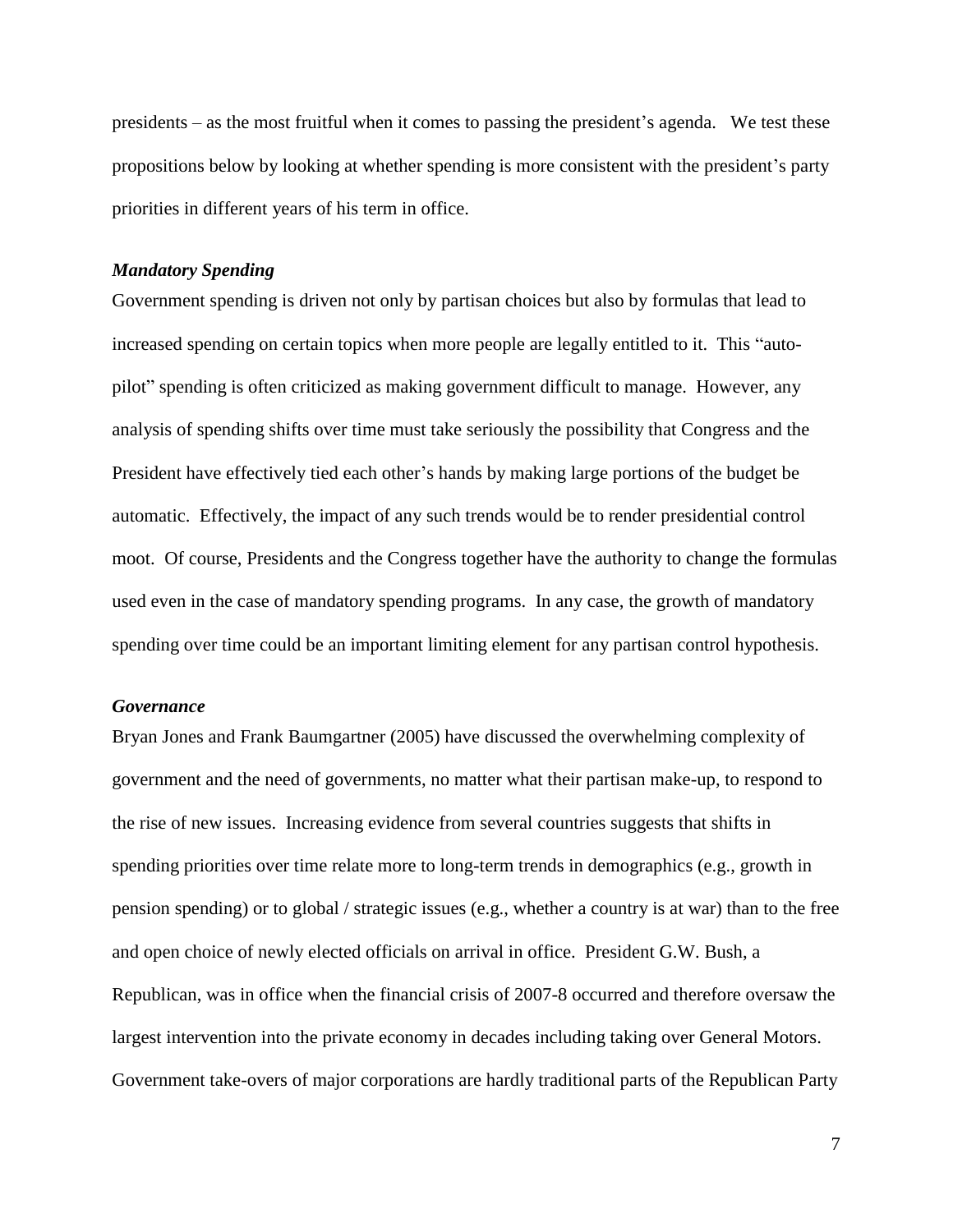presidents – as the most fruitful when it comes to passing the president's agenda. We test these propositions below by looking at whether spending is more consistent with the president's party priorities in different years of his term in office.

### *Mandatory Spending*

Government spending is driven not only by partisan choices but also by formulas that lead to increased spending on certain topics when more people are legally entitled to it. This "auto-pilot" spending is often criticized as making government difficult to manage. However, any analysis of spending shifts over time must take seriously the possibility that Congress and the President have effectively tied each other's hands by making large portions of the budget be automatic. Effectively, the impact of any such trends would be to render presidential control moot. Of course, Presidents and the Congress together have the authority to change the formulas used even in the case of mandatory spending programs. In any case, the growth of mandatory spending over time could be an important limiting element for any partisan control hypothesis.

### *Governance*

Bryan Jones and Frank Baumgartner (2005) have discussed the overwhelming complexity of government and the need of governments, no matter what their partisan make-up, to respond to the rise of new issues. Increasing evidence from several countries suggests that shifts in spending priorities over time relate more to long-term trends in demographics (e.g., growth in pension spending) or to global / strategic issues (e.g., whether a country is at war) than to the free and open choice of newly elected officials on arrival in office. President G.W. Bush, a Republican, was in office when the financial crisis of 2007-8 occurred and therefore oversaw the largest intervention into the private economy in decades including taking over General Motors. Government take-overs of major corporations are hardly traditional parts of the Republican Party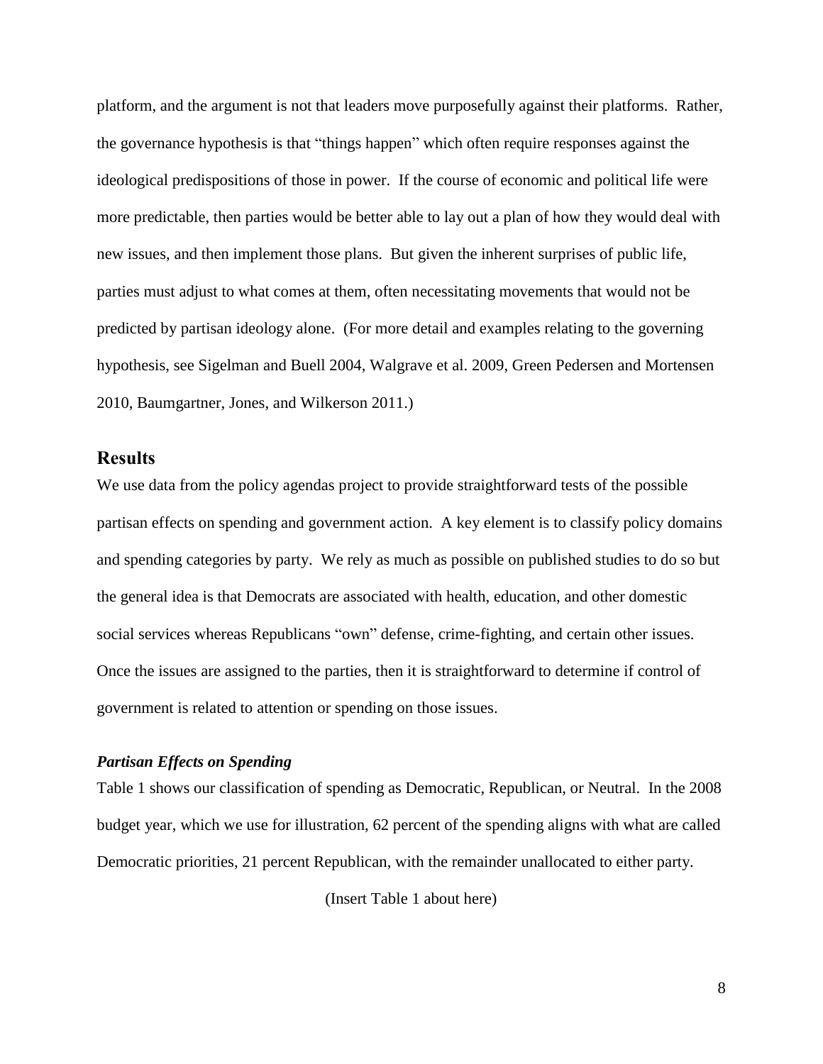platform, and the argument is not that leaders move purposefully against their platforms. Rather, the governance hypothesis is that "things happen" which often require responses against the ideological predispositions of those in power. If the course of economic and political life were more predictable, then parties would be better able to lay out a plan of how they would deal with new issues, and then implement those plans. But given the inherent surprises of public life, parties must adjust to what comes at them, often necessitating movements that would not be predicted by partisan ideology alone. (For more detail and examples relating to the governing hypothesis, see Sigelman and Buell 2004, Walgrave et al. 2009, Green Pedersen and Mortensen 2010, Baumgartner, Jones, and Wilkerson 2011.)

## Results

We use data from the policy agendas project to provide straightforward tests of the possible partisan effects on spending and government action. A key element is to classify policy domains and spending categories by party. We rely as much as possible on published studies to do so but the general idea is that Democrats are associated with health, education, and other domestic social services whereas Republicans "own" defense, crime-fighting, and certain other issues. Once the issues are assigned to the parties, then it is straightforward to determine if control of government is related to attention or spending on those issues.

### *Partisan Effects on Spending*

Table 1 shows our classification of spending as Democratic, Republican, or Neutral. In the 2008 budget year, which we use for illustration, 62 percent of the spending aligns with what are called Democratic priorities, 21 percent Republican, with the remainder unallocated to either party.

(Insert Table 1 about here)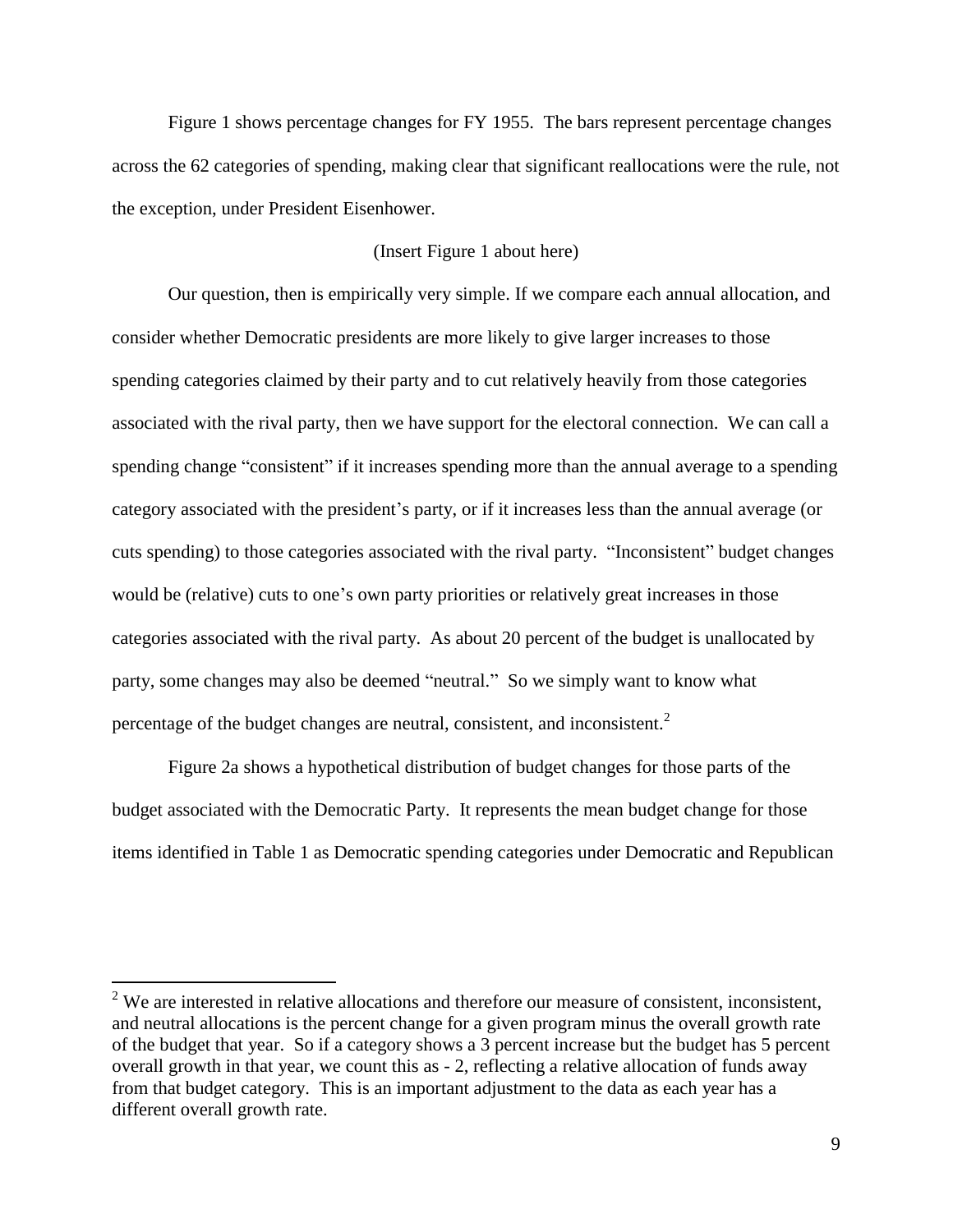Figure 1 shows percentage changes for FY 1955. The bars represent percentage changes across the 62 categories of spending, making clear that significant reallocations were the rule, not the exception, under President Eisenhower.

(Insert Figure 1 about here)

Our question, then is empirically very simple. If we compare each annual allocation, and consider whether Democratic presidents are more likely to give larger increases to those spending categories claimed by their party and to cut relatively heavily from those categories associated with the rival party, then we have support for the electoral connection. We can call a spending change "consistent" if it increases spending more than the annual average to a spending category associated with the president's party, or if it increases less than the annual average (or cuts spending) to those categories associated with the rival party. "Inconsistent" budget changes would be (relative) cuts to one's own party priorities or relatively great increases in those categories associated with the rival party. As about 20 percent of the budget is unallocated by party, some changes may also be deemed "neutral." So we simply want to know what percentage of the budget changes are neutral, consistent, and inconsistent.[2]

Figure 2a shows a hypothetical distribution of budget changes for those parts of the budget associated with the Democratic Party. It represents the mean budget change for those items identified in Table 1 as Democratic spending categories under Democratic and Republican

[2] We are interested in relative allocations and therefore our measure of consistent, inconsistent, and neutral allocations is the percent change for a given program minus the overall growth rate of the budget that year. So if a category shows a 3 percent increase but the budget has 5 percent overall growth in that year, we count this as - 2, reflecting a relative allocation of funds away from that budget category. This is an important adjustment to the data as each year has a different overall growth rate.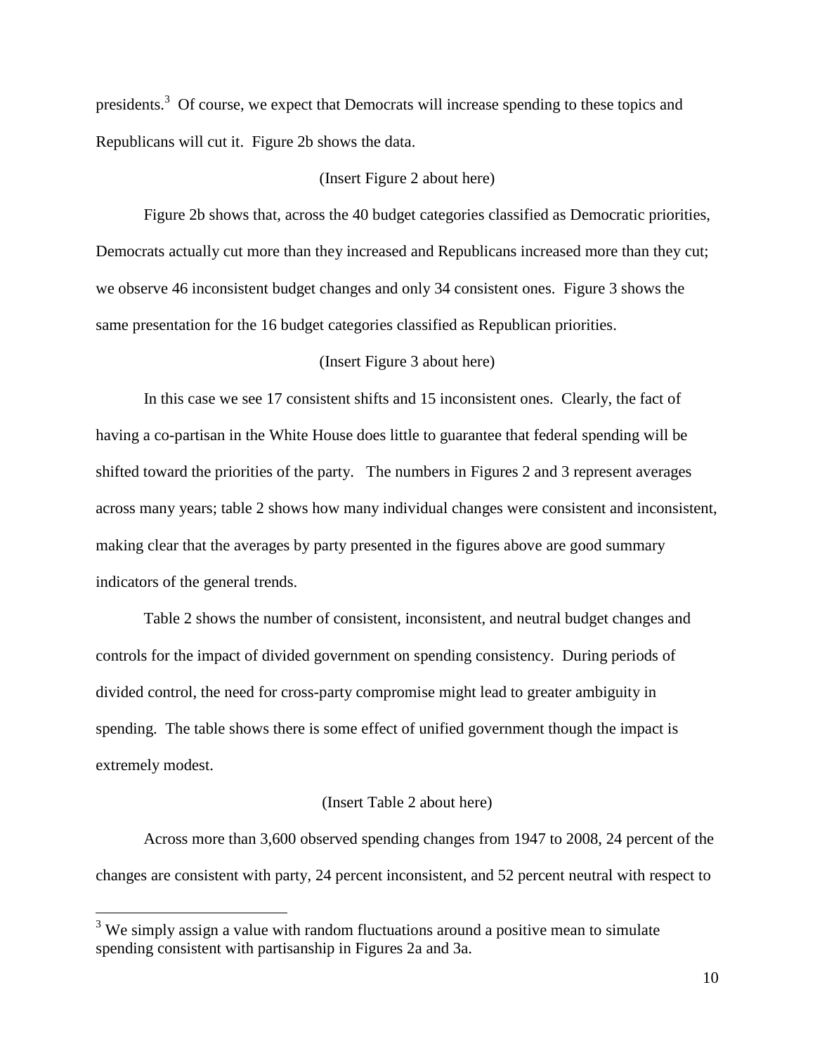presidents.[3] Of course, we expect that Democrats will increase spending to these topics and Republicans will cut it. Figure 2b shows the data.

(Insert Figure 2 about here)

Figure 2b shows that, across the 40 budget categories classified as Democratic priorities, Democrats actually cut more than they increased and Republicans increased more than they cut; we observe 46 inconsistent budget changes and only 34 consistent ones. Figure 3 shows the same presentation for the 16 budget categories classified as Republican priorities.

(Insert Figure 3 about here)

In this case we see 17 consistent shifts and 15 inconsistent ones. Clearly, the fact of having a co-partisan in the White House does little to guarantee that federal spending will be shifted toward the priorities of the party. The numbers in Figures 2 and 3 represent averages across many years; table 2 shows how many individual changes were consistent and inconsistent, making clear that the averages by party presented in the figures above are good summary indicators of the general trends.

Table 2 shows the number of consistent, inconsistent, and neutral budget changes and controls for the impact of divided government on spending consistency. During periods of divided control, the need for cross-party compromise might lead to greater ambiguity in spending. The table shows there is some effect of unified government though the impact is extremely modest.

(Insert Table 2 about here)

Across more than 3,600 observed spending changes from 1947 to 2008, 24 percent of the changes are consistent with party, 24 percent inconsistent, and 52 percent neutral with respect to

[3] We simply assign a value with random fluctuations around a positive mean to simulate spending consistent with partisanship in Figures 2a and 3a.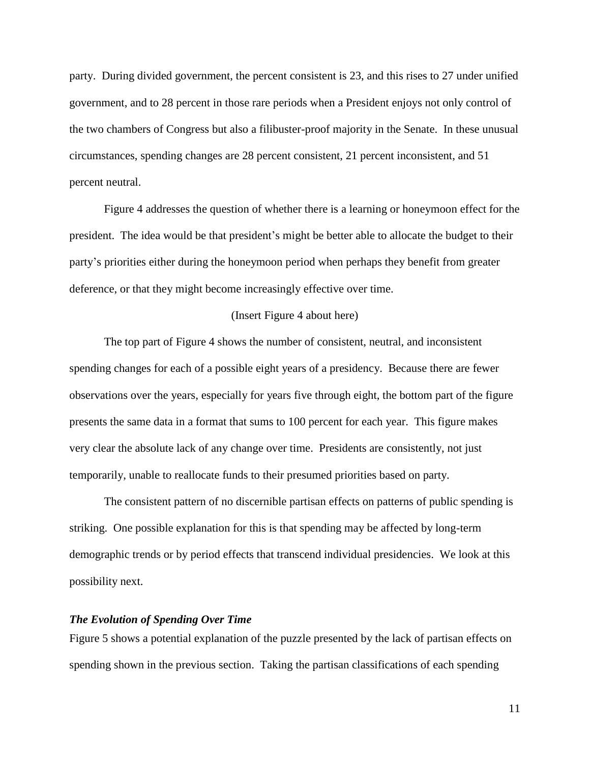party. During divided government, the percent consistent is 23, and this rises to 27 under unified government, and to 28 percent in those rare periods when a President enjoys not only control of the two chambers of Congress but also a filibuster-proof majority in the Senate. In these unusual circumstances, spending changes are 28 percent consistent, 21 percent inconsistent, and 51 percent neutral.

Figure 4 addresses the question of whether there is a learning or honeymoon effect for the president. The idea would be that president's might be better able to allocate the budget to their party's priorities either during the honeymoon period when perhaps they benefit from greater deference, or that they might become increasingly effective over time.

(Insert Figure 4 about here)

The top part of Figure 4 shows the number of consistent, neutral, and inconsistent spending changes for each of a possible eight years of a presidency. Because there are fewer observations over the years, especially for years five through eight, the bottom part of the figure presents the same data in a format that sums to 100 percent for each year. This figure makes very clear the absolute lack of any change over time. Presidents are consistently, not just temporarily, unable to reallocate funds to their presumed priorities based on party.

The consistent pattern of no discernible partisan effects on patterns of public spending is striking. One possible explanation for this is that spending may be affected by long-term demographic trends or by period effects that transcend individual presidencies. We look at this possibility next.

### *The Evolution of Spending Over Time*

Figure 5 shows a potential explanation of the puzzle presented by the lack of partisan effects on spending shown in the previous section. Taking the partisan classifications of each spending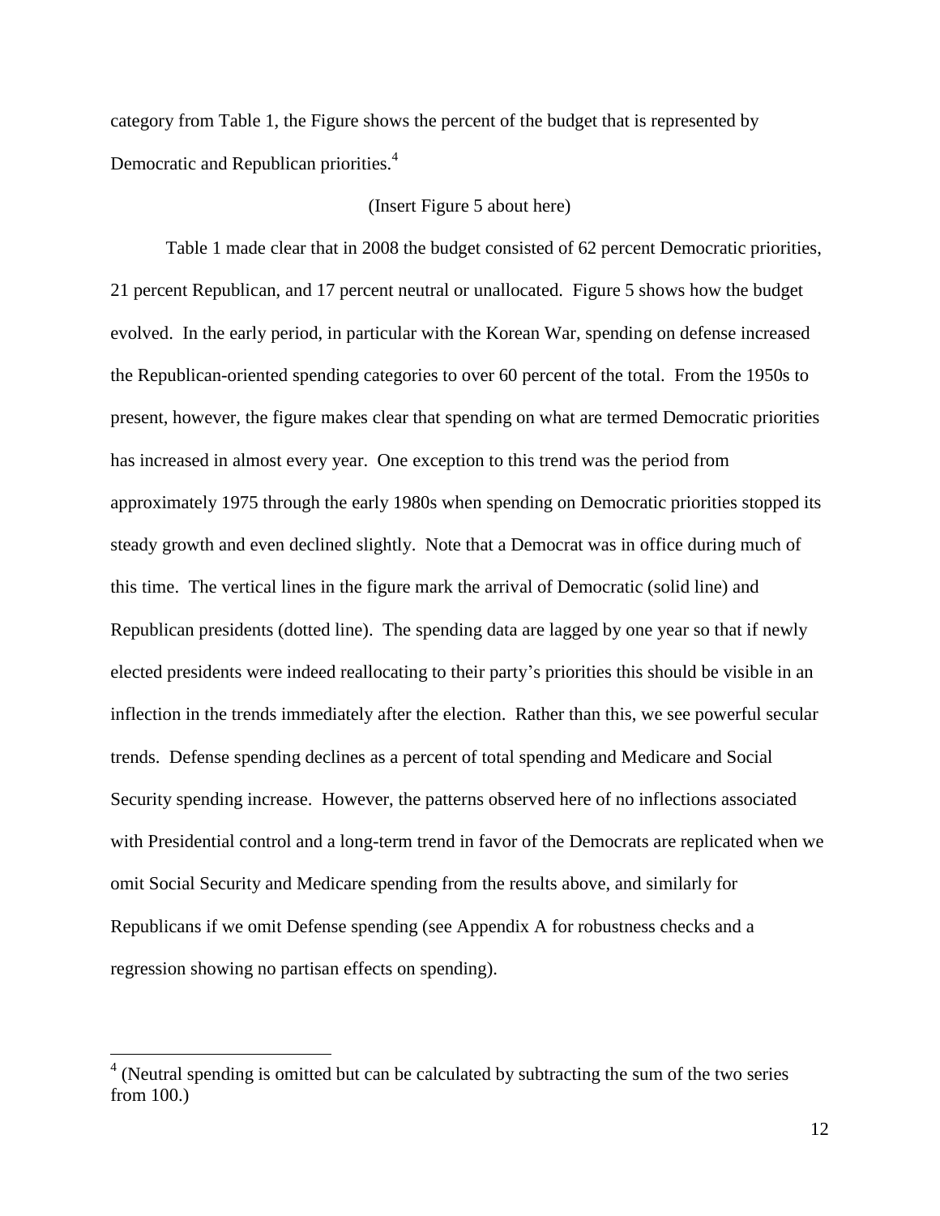category from Table 1, the Figure shows the percent of the budget that is represented by Democratic and Republican priorities.[4]

(Insert Figure 5 about here)

Table 1 made clear that in 2008 the budget consisted of 62 percent Democratic priorities, 21 percent Republican, and 17 percent neutral or unallocated. Figure 5 shows how the budget evolved. In the early period, in particular with the Korean War, spending on defense increased the Republican-oriented spending categories to over 60 percent of the total. From the 1950s to present, however, the figure makes clear that spending on what are termed Democratic priorities has increased in almost every year. One exception to this trend was the period from approximately 1975 through the early 1980s when spending on Democratic priorities stopped its steady growth and even declined slightly. Note that a Democrat was in office during much of this time. The vertical lines in the figure mark the arrival of Democratic (solid line) and Republican presidents (dotted line). The spending data are lagged by one year so that if newly elected presidents were indeed reallocating to their party's priorities this should be visible in an inflection in the trends immediately after the election. Rather than this, we see powerful secular trends. Defense spending declines as a percent of total spending and Medicare and Social Security spending increase. However, the patterns observed here of no inflections associated with Presidential control and a long-term trend in favor of the Democrats are replicated when we omit Social Security and Medicare spending from the results above, and similarly for Republicans if we omit Defense spending (see Appendix A for robustness checks and a regression showing no partisan effects on spending).

[4] (Neutral spending is omitted but can be calculated by subtracting the sum of the two series from 100.)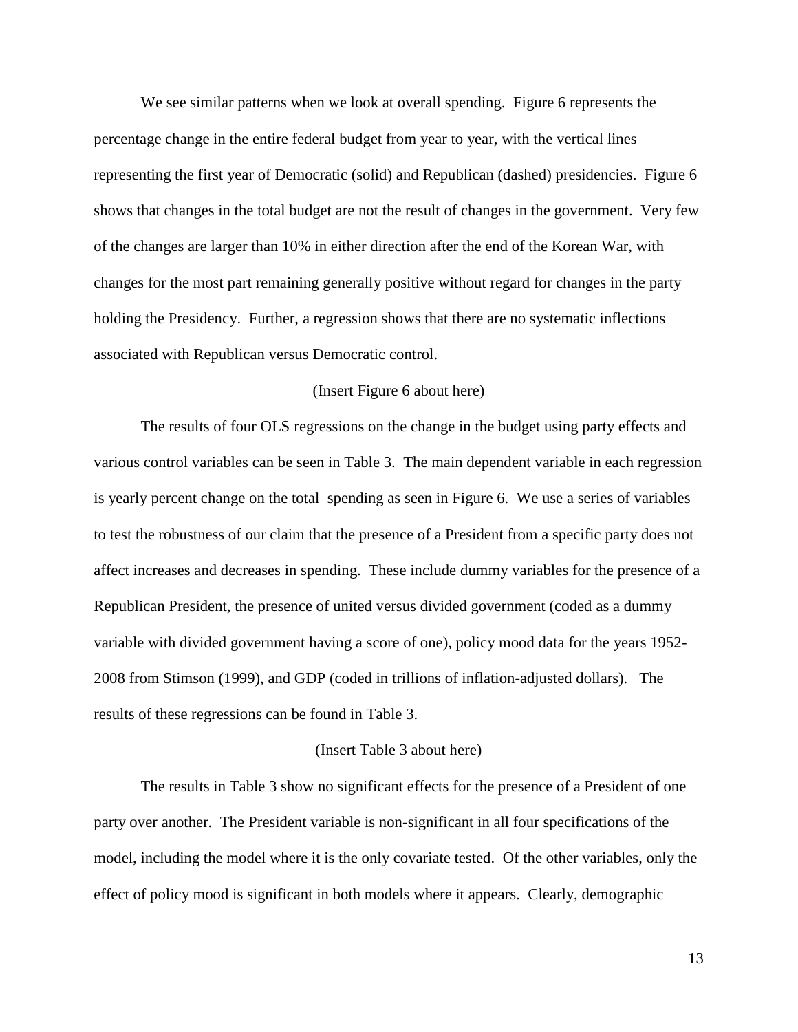We see similar patterns when we look at overall spending. Figure 6 represents the percentage change in the entire federal budget from year to year, with the vertical lines representing the first year of Democratic (solid) and Republican (dashed) presidencies. Figure 6 shows that changes in the total budget are not the result of changes in the government. Very few of the changes are larger than 10% in either direction after the end of the Korean War, with changes for the most part remaining generally positive without regard for changes in the party holding the Presidency. Further, a regression shows that there are no systematic inflections associated with Republican versus Democratic control.

(Insert Figure 6 about here)

The results of four OLS regressions on the change in the budget using party effects and various control variables can be seen in Table 3. The main dependent variable in each regression is yearly percent change on the total spending as seen in Figure 6. We use a series of variables to test the robustness of our claim that the presence of a President from a specific party does not affect increases and decreases in spending. These include dummy variables for the presence of a Republican President, the presence of united versus divided government (coded as a dummy variable with divided government having a score of one), policy mood data for the years 1952-2008 from Stimson (1999), and GDP (coded in trillions of inflation-adjusted dollars). The results of these regressions can be found in Table 3.

(Insert Table 3 about here)

The results in Table 3 show no significant effects for the presence of a President of one party over another. The President variable is non-significant in all four specifications of the model, including the model where it is the only covariate tested. Of the other variables, only the effect of policy mood is significant in both models where it appears. Clearly, demographic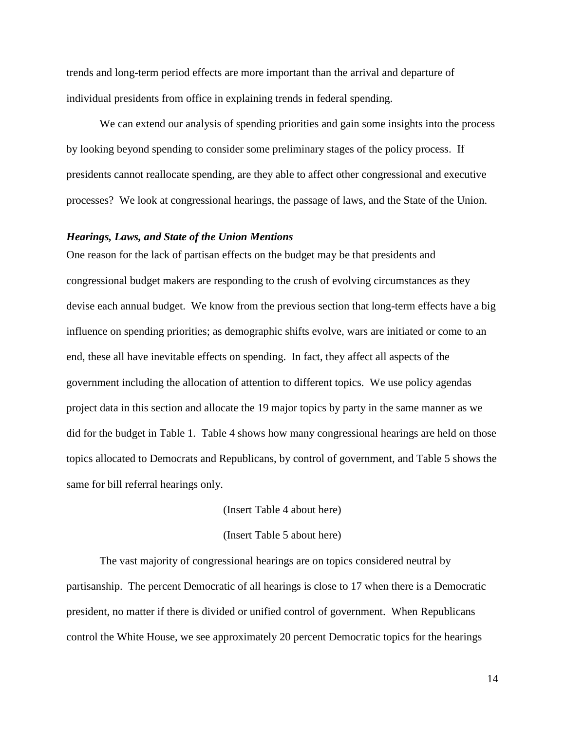trends and long-term period effects are more important than the arrival and departure of individual presidents from office in explaining trends in federal spending.

We can extend our analysis of spending priorities and gain some insights into the process by looking beyond spending to consider some preliminary stages of the policy process. If presidents cannot reallocate spending, are they able to affect other congressional and executive processes? We look at congressional hearings, the passage of laws, and the State of the Union.

### ***Hearings, Laws, and State of the Union Mentions***

One reason for the lack of partisan effects on the budget may be that presidents and congressional budget makers are responding to the crush of evolving circumstances as they devise each annual budget. We know from the previous section that long-term effects have a big influence on spending priorities; as demographic shifts evolve, wars are initiated or come to an end, these all have inevitable effects on spending. In fact, they affect all aspects of the government including the allocation of attention to different topics. We use policy agendas project data in this section and allocate the 19 major topics by party in the same manner as we did for the budget in Table 1. Table 4 shows how many congressional hearings are held on those topics allocated to Democrats and Republicans, by control of government, and Table 5 shows the same for bill referral hearings only.

(Insert Table 4 about here)

(Insert Table 5 about here)

The vast majority of congressional hearings are on topics considered neutral by partisanship. The percent Democratic of all hearings is close to 17 when there is a Democratic president, no matter if there is divided or unified control of government. When Republicans control the White House, we see approximately 20 percent Democratic topics for the hearings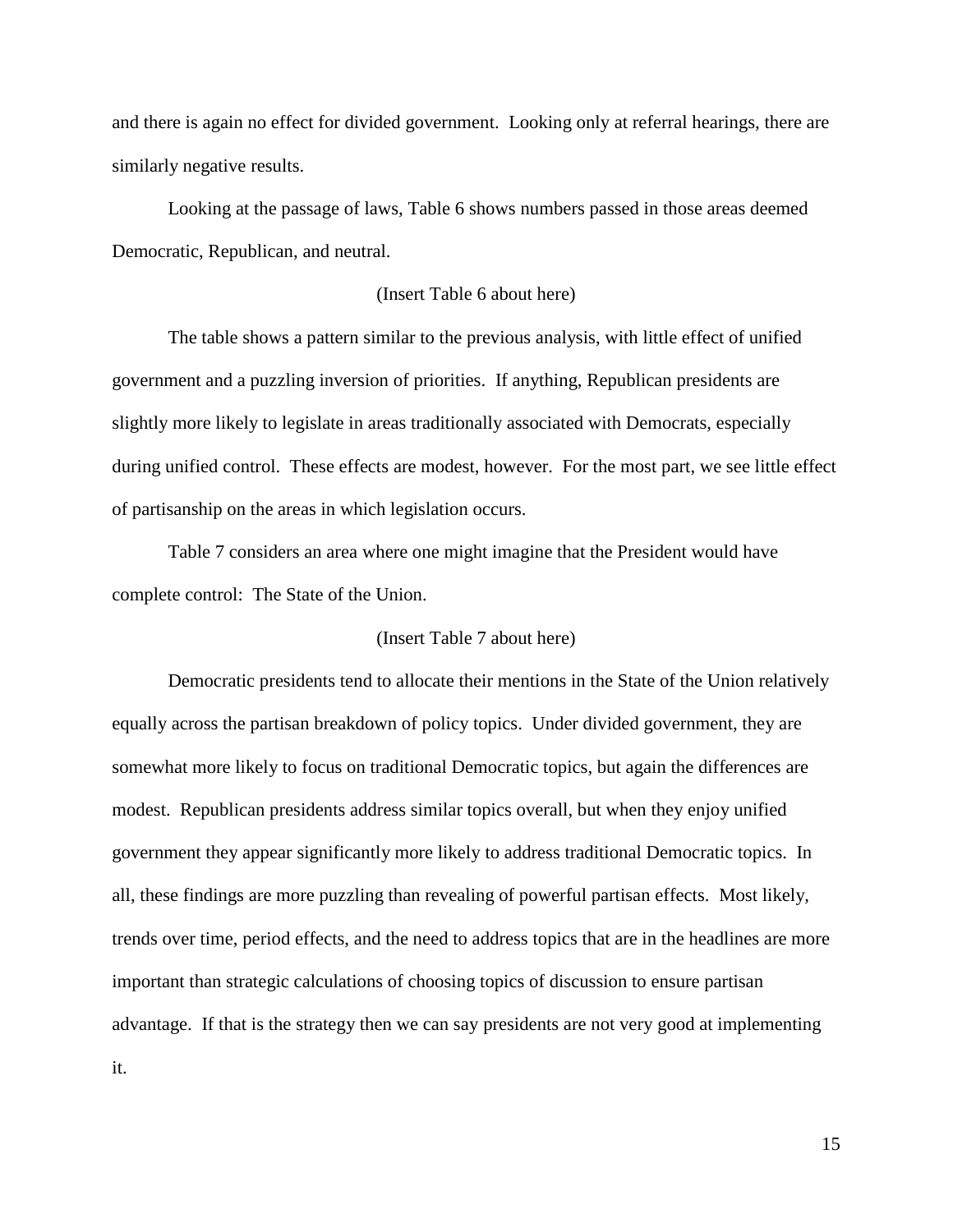and there is again no effect for divided government. Looking only at referral hearings, there are similarly negative results.

Looking at the passage of laws, Table 6 shows numbers passed in those areas deemed Democratic, Republican, and neutral.

(Insert Table 6 about here)

The table shows a pattern similar to the previous analysis, with little effect of unified government and a puzzling inversion of priorities. If anything, Republican presidents are slightly more likely to legislate in areas traditionally associated with Democrats, especially during unified control. These effects are modest, however. For the most part, we see little effect of partisanship on the areas in which legislation occurs.

Table 7 considers an area where one might imagine that the President would have complete control: The State of the Union.

(Insert Table 7 about here)

Democratic presidents tend to allocate their mentions in the State of the Union relatively equally across the partisan breakdown of policy topics. Under divided government, they are somewhat more likely to focus on traditional Democratic topics, but again the differences are modest. Republican presidents address similar topics overall, but when they enjoy unified government they appear significantly more likely to address traditional Democratic topics. In all, these findings are more puzzling than revealing of powerful partisan effects. Most likely, trends over time, period effects, and the need to address topics that are in the headlines are more important than strategic calculations of choosing topics of discussion to ensure partisan advantage. If that is the strategy then we can say presidents are not very good at implementing it.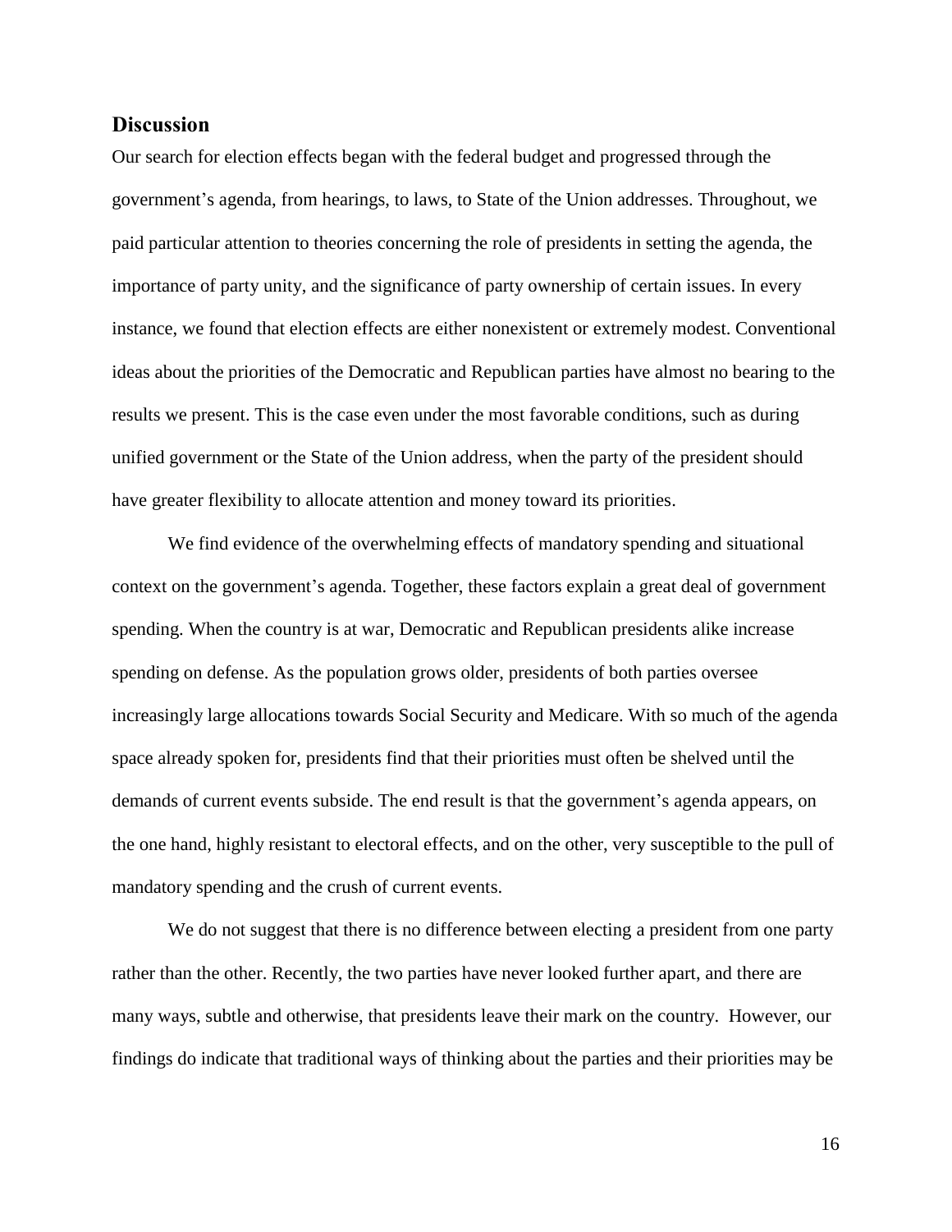## Discussion

Our search for election effects began with the federal budget and progressed through the government's agenda, from hearings, to laws, to State of the Union addresses. Throughout, we paid particular attention to theories concerning the role of presidents in setting the agenda, the importance of party unity, and the significance of party ownership of certain issues. In every instance, we found that election effects are either nonexistent or extremely modest. Conventional ideas about the priorities of the Democratic and Republican parties have almost no bearing to the results we present. This is the case even under the most favorable conditions, such as during unified government or the State of the Union address, when the party of the president should have greater flexibility to allocate attention and money toward its priorities.

We find evidence of the overwhelming effects of mandatory spending and situational context on the government's agenda. Together, these factors explain a great deal of government spending. When the country is at war, Democratic and Republican presidents alike increase spending on defense. As the population grows older, presidents of both parties oversee increasingly large allocations towards Social Security and Medicare. With so much of the agenda space already spoken for, presidents find that their priorities must often be shelved until the demands of current events subside. The end result is that the government's agenda appears, on the one hand, highly resistant to electoral effects, and on the other, very susceptible to the pull of mandatory spending and the crush of current events.

We do not suggest that there is no difference between electing a president from one party rather than the other. Recently, the two parties have never looked further apart, and there are many ways, subtle and otherwise, that presidents leave their mark on the country. However, our findings do indicate that traditional ways of thinking about the parties and their priorities may be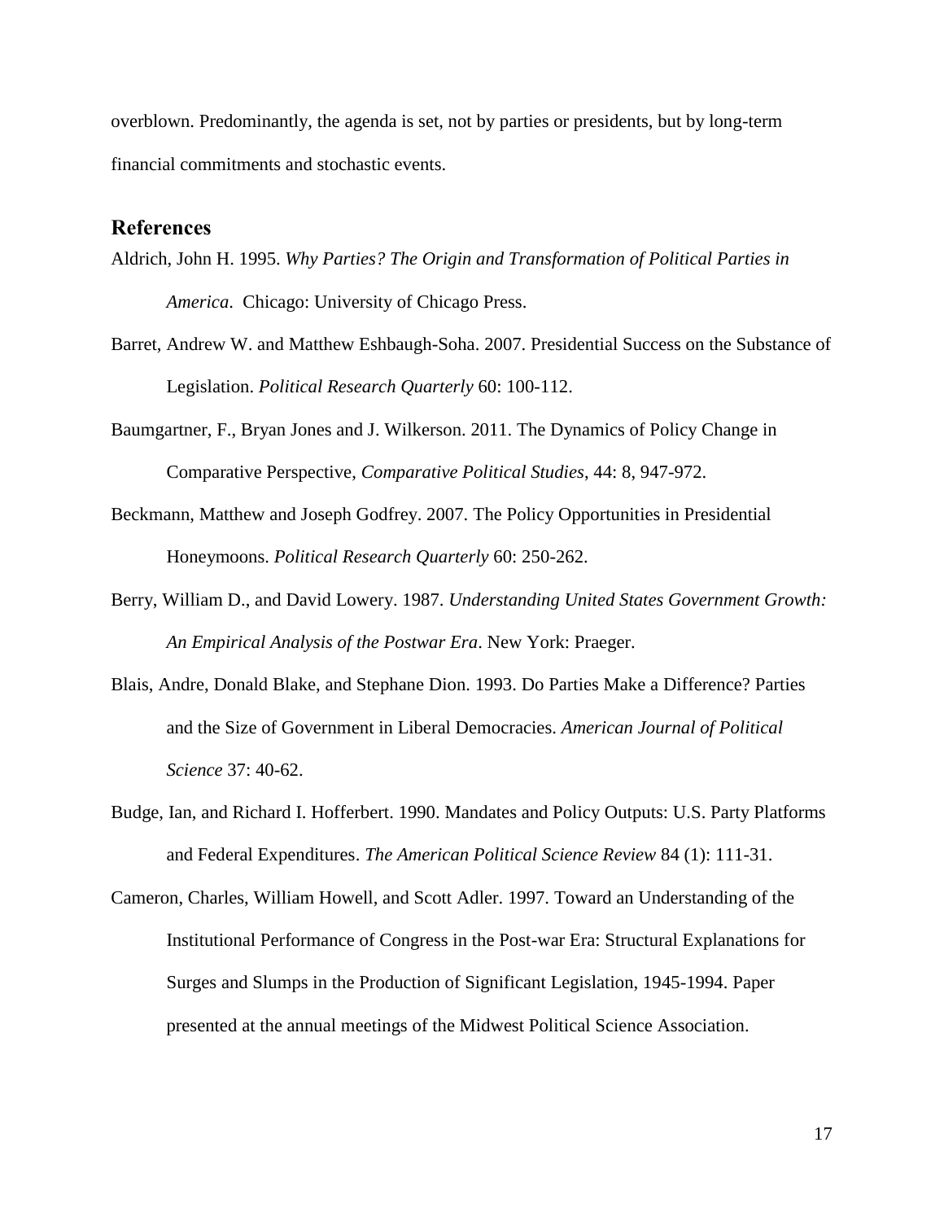overblown. Predominantly, the agenda is set, not by parties or presidents, but by long-term financial commitments and stochastic events.

## References

Aldrich, John H. 1995. *Why Parties? The Origin and Transformation of Political Parties in America*. Chicago: University of Chicago Press.

Barret, Andrew W. and Matthew Eshbaugh-Soha. 2007. Presidential Success on the Substance of Legislation. *Political Research Quarterly* 60: 100-112.

Baumgartner, F., Bryan Jones and J. Wilkerson. 2011. The Dynamics of Policy Change in Comparative Perspective, *Comparative Political Studies*, 44: 8, 947-972.

Beckmann, Matthew and Joseph Godfrey. 2007. The Policy Opportunities in Presidential Honeymoons. *Political Research Quarterly* 60: 250-262.

Berry, William D., and David Lowery. 1987. *Understanding United States Government Growth: An Empirical Analysis of the Postwar Era*. New York: Praeger.

Blais, Andre, Donald Blake, and Stephane Dion. 1993. Do Parties Make a Difference? Parties and the Size of Government in Liberal Democracies. *American Journal of Political Science* 37: 40-62.

Budge, Ian, and Richard I. Hofferbert. 1990. Mandates and Policy Outputs: U.S. Party Platforms and Federal Expenditures. *The American Political Science Review* 84 (1): 111-31.

Cameron, Charles, William Howell, and Scott Adler. 1997. Toward an Understanding of the Institutional Performance of Congress in the Post-war Era: Structural Explanations for Surges and Slumps in the Production of Significant Legislation, 1945-1994. Paper presented at the annual meetings of the Midwest Political Science Association.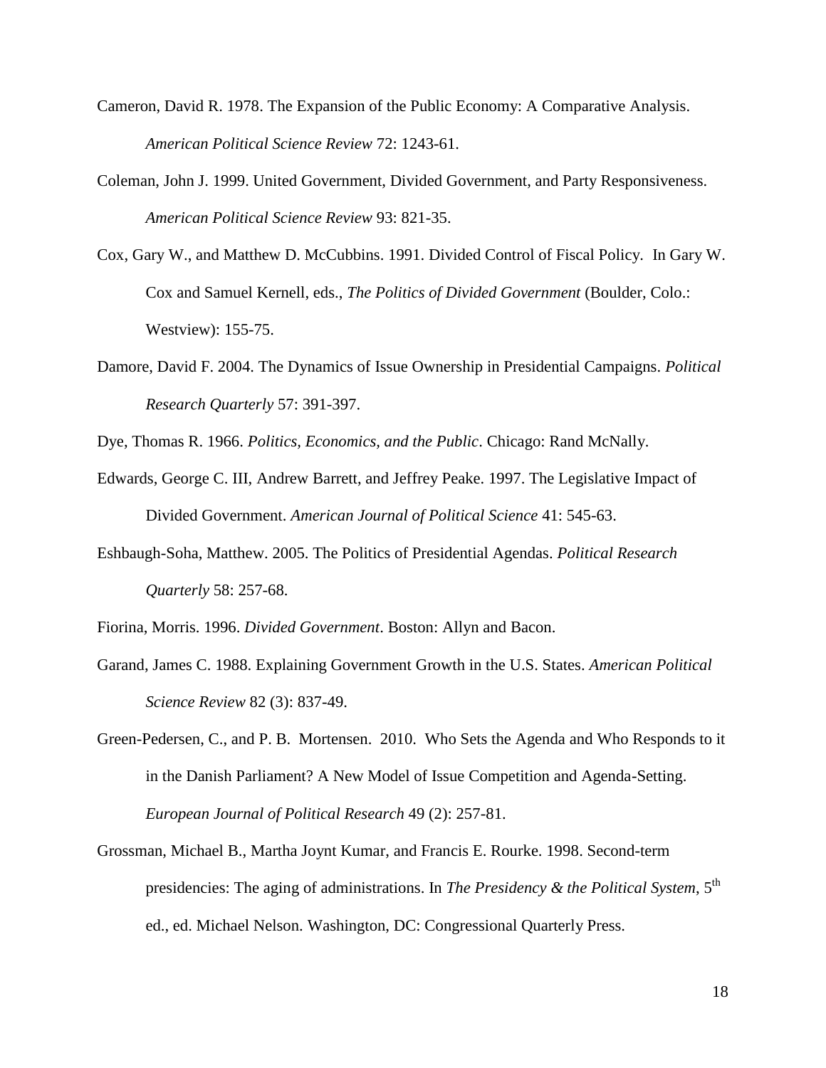Cameron, David R. 1978. The Expansion of the Public Economy: A Comparative Analysis. *American Political Science Review* 72: 1243-61.

Coleman, John J. 1999. United Government, Divided Government, and Party Responsiveness. *American Political Science Review* 93: 821-35.

Cox, Gary W., and Matthew D. McCubbins. 1991. Divided Control of Fiscal Policy. In Gary W. Cox and Samuel Kernell, eds., *The Politics of Divided Government* (Boulder, Colo.: Westview): 155-75.

Damore, David F. 2004. The Dynamics of Issue Ownership in Presidential Campaigns. *Political Research Quarterly* 57: 391-397.

Dye, Thomas R. 1966. *Politics, Economics, and the Public*. Chicago: Rand McNally.

Edwards, George C. III, Andrew Barrett, and Jeffrey Peake. 1997. The Legislative Impact of Divided Government. *American Journal of Political Science* 41: 545-63.

Eshbaugh-Soha, Matthew. 2005. The Politics of Presidential Agendas. *Political Research Quarterly* 58: 257-68.

Fiorina, Morris. 1996. *Divided Government*. Boston: Allyn and Bacon.

Garand, James C. 1988. Explaining Government Growth in the U.S. States. *American Political Science Review* 82 (3): 837-49.

Green-Pedersen, C., and P. B. Mortensen. 2010. Who Sets the Agenda and Who Responds to it in the Danish Parliament? A New Model of Issue Competition and Agenda-Setting. *European Journal of Political Research* 49 (2): 257-81.

Grossman, Michael B., Martha Joynt Kumar, and Francis E. Rourke. 1998. Second-term presidencies: The aging of administrations. In *The Presidency & the Political System*, 5th ed., ed. Michael Nelson. Washington, DC: Congressional Quarterly Press.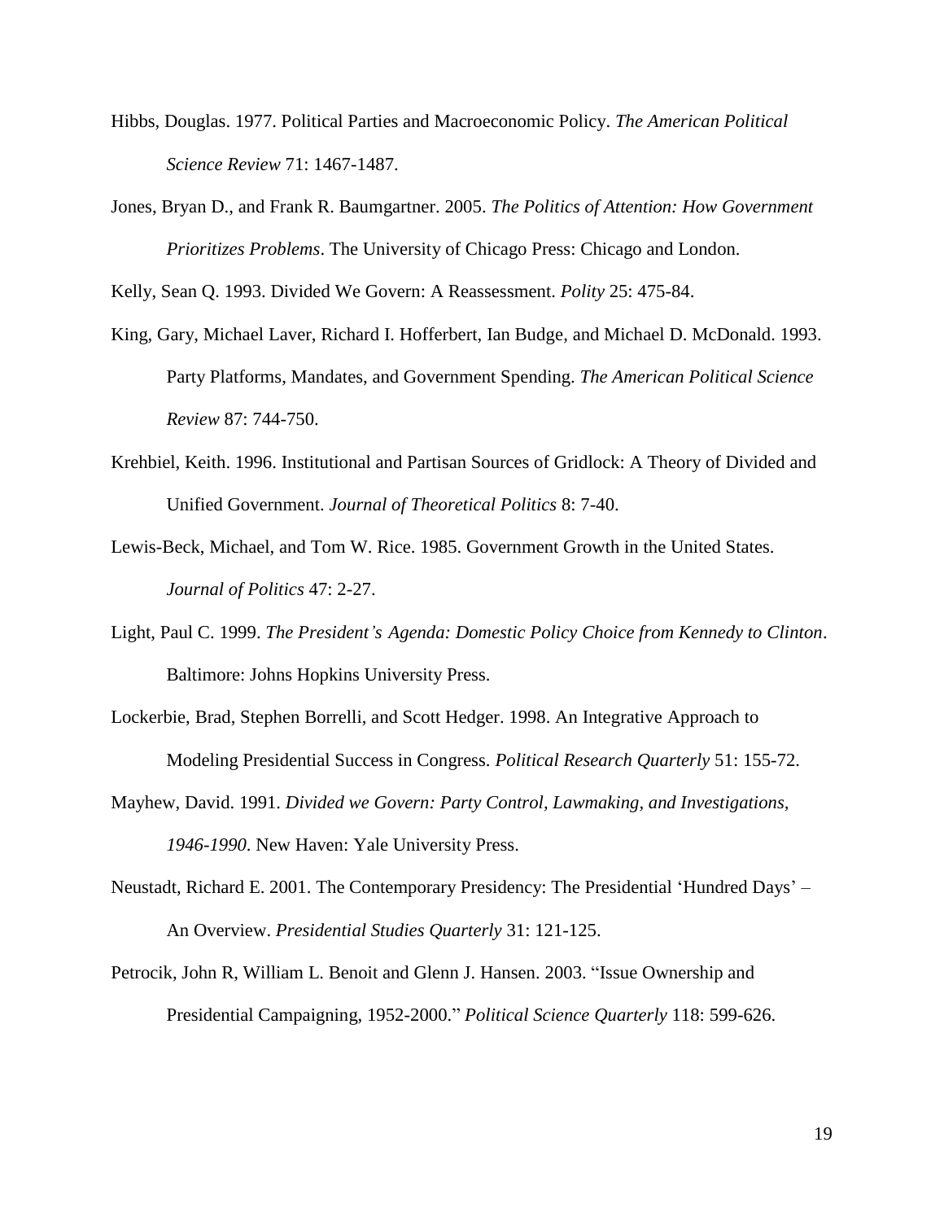Hibbs, Douglas. 1977. Political Parties and Macroeconomic Policy. *The American Political Science Review* 71: 1467-1487.

Jones, Bryan D., and Frank R. Baumgartner. 2005. *The Politics of Attention: How Government Prioritizes Problems*. The University of Chicago Press: Chicago and London.

Kelly, Sean Q. 1993. Divided We Govern: A Reassessment. *Polity* 25: 475-84.

King, Gary, Michael Laver, Richard I. Hofferbert, Ian Budge, and Michael D. McDonald. 1993. Party Platforms, Mandates, and Government Spending. *The American Political Science Review* 87: 744-750.

Krehbiel, Keith. 1996. Institutional and Partisan Sources of Gridlock: A Theory of Divided and Unified Government. *Journal of Theoretical Politics* 8: 7-40.

Lewis-Beck, Michael, and Tom W. Rice. 1985. Government Growth in the United States. *Journal of Politics* 47: 2-27.

Light, Paul C. 1999. *The President's Agenda: Domestic Policy Choice from Kennedy to Clinton*. Baltimore: Johns Hopkins University Press.

Lockerbie, Brad, Stephen Borrelli, and Scott Hedger. 1998. An Integrative Approach to Modeling Presidential Success in Congress. *Political Research Quarterly* 51: 155-72.

Mayhew, David. 1991. *Divided we Govern: Party Control, Lawmaking, and Investigations, 1946-1990*. New Haven: Yale University Press.

Neustadt, Richard E. 2001. The Contemporary Presidency: The Presidential 'Hundred Days' – An Overview. *Presidential Studies Quarterly* 31: 121-125.

Petrocik, John R, William L. Benoit and Glenn J. Hansen. 2003. "Issue Ownership and Presidential Campaigning, 1952-2000." *Political Science Quarterly* 118: 599-626.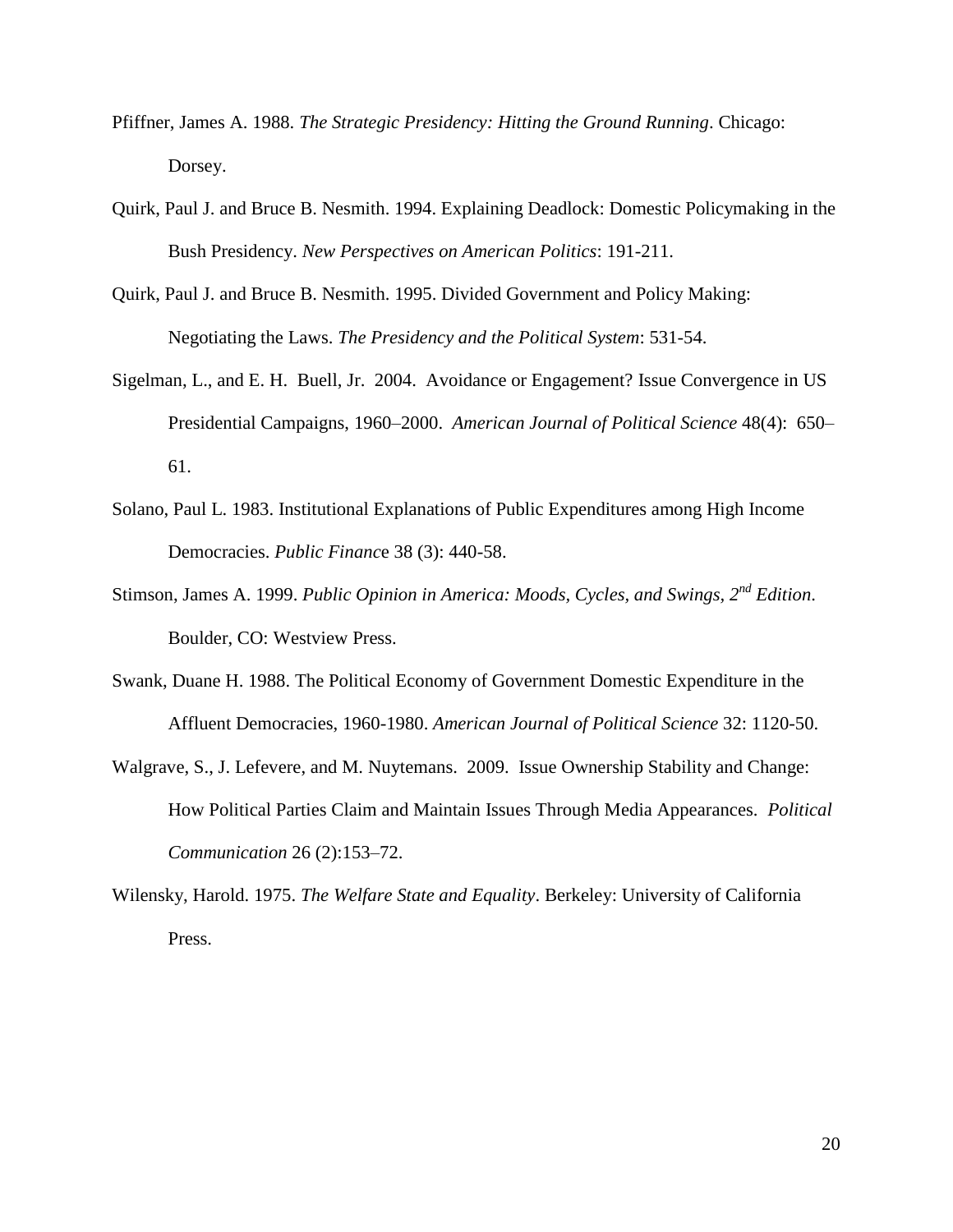Pfiffner, James A. 1988. *The Strategic Presidency: Hitting the Ground Running*. Chicago: Dorsey.

Quirk, Paul J. and Bruce B. Nesmith. 1994. Explaining Deadlock: Domestic Policymaking in the Bush Presidency. *New Perspectives on American Politics*: 191-211.

Quirk, Paul J. and Bruce B. Nesmith. 1995. Divided Government and Policy Making: Negotiating the Laws. *The Presidency and the Political System*: 531-54.

Sigelman, L., and E. H. Buell, Jr. 2004. Avoidance or Engagement? Issue Convergence in US Presidential Campaigns, 1960–2000. *American Journal of Political Science* 48(4): 650–61.

Solano, Paul L. 1983. Institutional Explanations of Public Expenditures among High Income Democracies. *Public Finance* 38 (3): 440-58.

Stimson, James A. 1999. *Public Opinion in America: Moods, Cycles, and Swings, 2nd Edition*. Boulder, CO: Westview Press.

Swank, Duane H. 1988. The Political Economy of Government Domestic Expenditure in the Affluent Democracies, 1960-1980. *American Journal of Political Science* 32: 1120-50.

Walgrave, S., J. Lefevere, and M. Nuytemans. 2009. Issue Ownership Stability and Change: How Political Parties Claim and Maintain Issues Through Media Appearances. *Political Communication* 26 (2):153–72.

Wilensky, Harold. 1975. *The Welfare State and Equality*. Berkeley: University of California Press.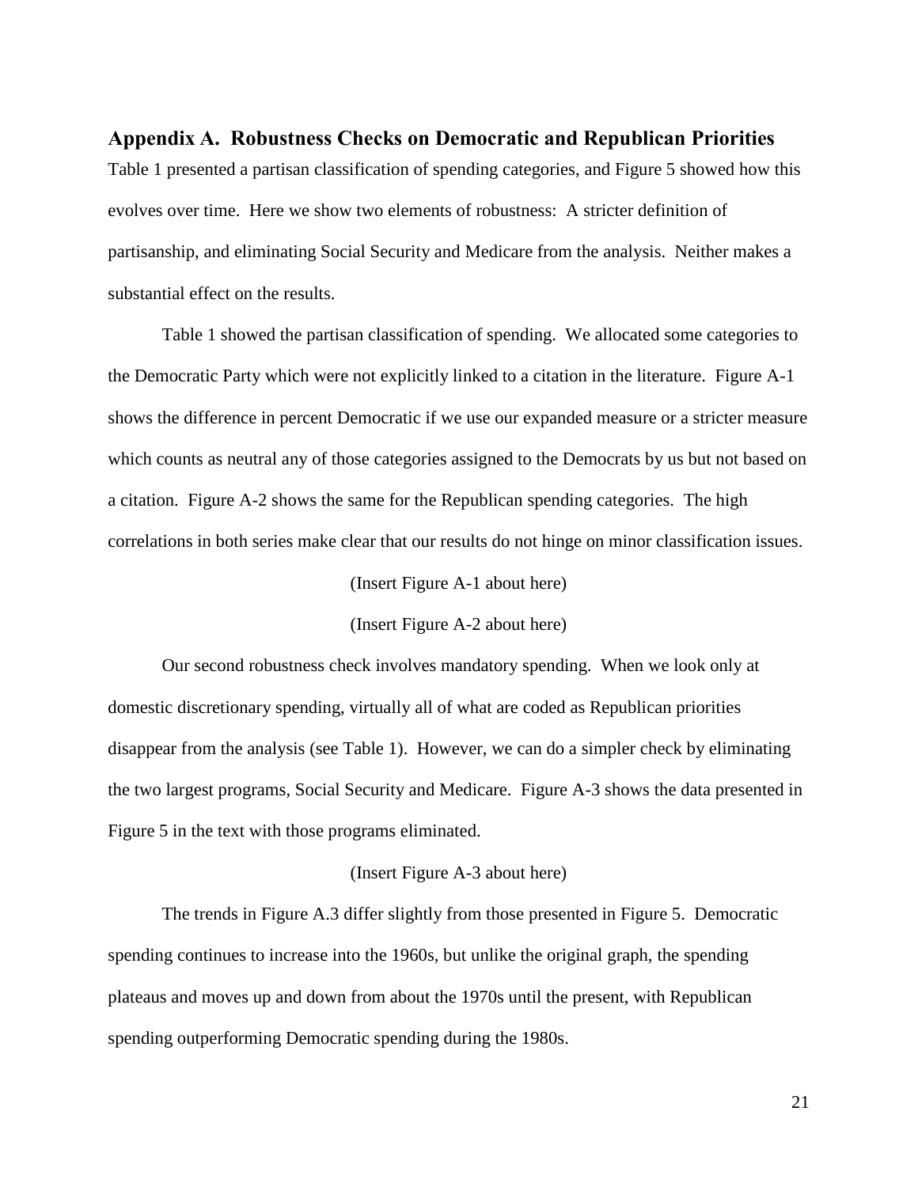## Appendix A. Robustness Checks on Democratic and Republican Priorities

Table 1 presented a partisan classification of spending categories, and Figure 5 showed how this evolves over time. Here we show two elements of robustness: A stricter definition of partisanship, and eliminating Social Security and Medicare from the analysis. Neither makes a substantial effect on the results.

Table 1 showed the partisan classification of spending. We allocated some categories to the Democratic Party which were not explicitly linked to a citation in the literature. Figure A-1 shows the difference in percent Democratic if we use our expanded measure or a stricter measure which counts as neutral any of those categories assigned to the Democrats by us but not based on a citation. Figure A-2 shows the same for the Republican spending categories. The high correlations in both series make clear that our results do not hinge on minor classification issues.

(Insert Figure A-1 about here)

(Insert Figure A-2 about here)

Our second robustness check involves mandatory spending. When we look only at domestic discretionary spending, virtually all of what are coded as Republican priorities disappear from the analysis (see Table 1). However, we can do a simpler check by eliminating the two largest programs, Social Security and Medicare. Figure A-3 shows the data presented in Figure 5 in the text with those programs eliminated.

(Insert Figure A-3 about here)

The trends in Figure A.3 differ slightly from those presented in Figure 5. Democratic spending continues to increase into the 1960s, but unlike the original graph, the spending plateaus and moves up and down from about the 1970s until the present, with Republican spending outperforming Democratic spending during the 1980s.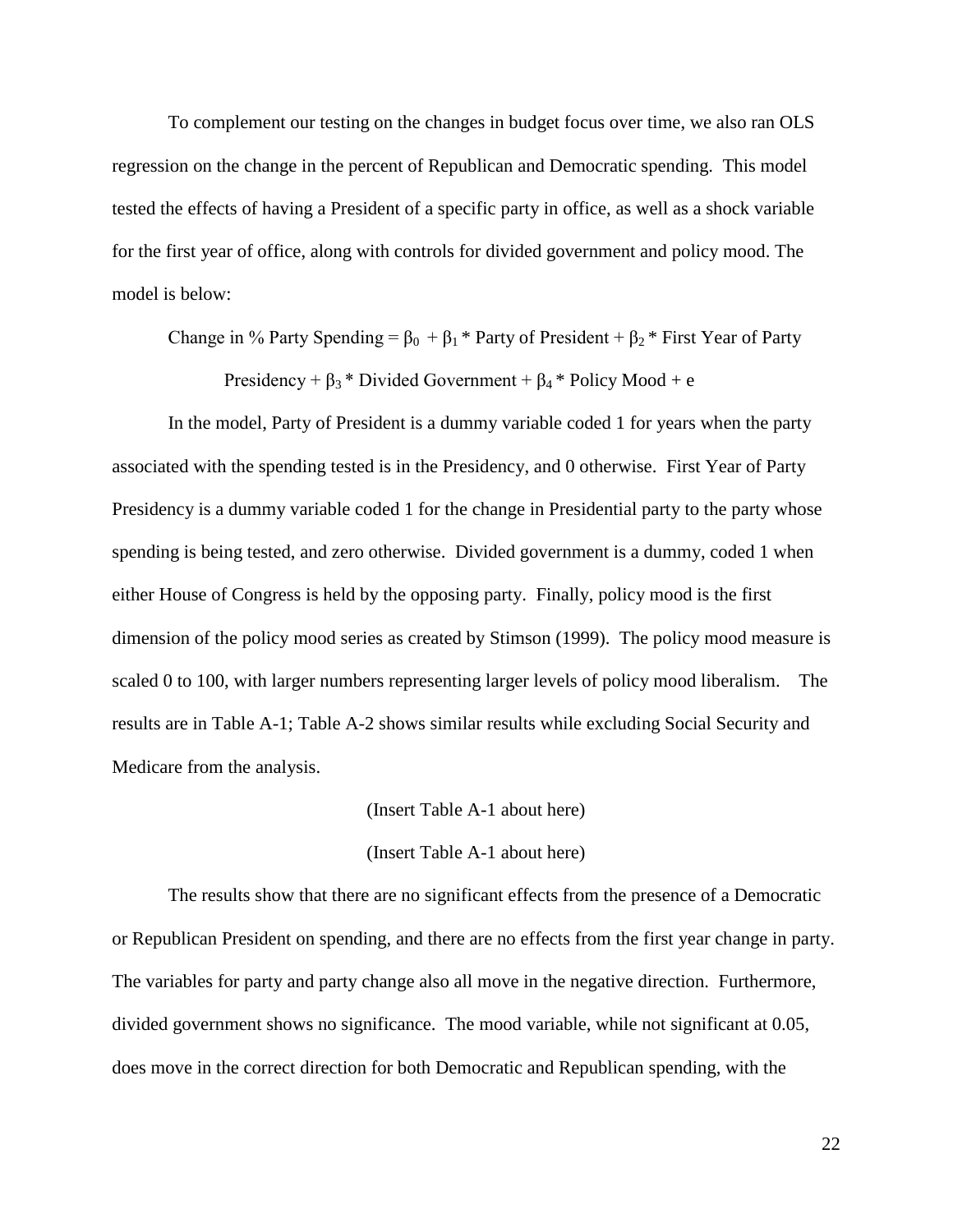To complement our testing on the changes in budget focus over time, we also ran OLS regression on the change in the percent of Republican and Democratic spending. This model tested the effects of having a President of a specific party in office, as well as a shock variable for the first year of office, along with controls for divided government and policy mood. The model is below:

$$\text{Change in \% Party Spending} = \beta_0 + \beta_1 * \text{Party of President} + \beta_2 * \text{First Year of Party Presidency} + \beta_3 * \text{Divided Government} + \beta_4 * \text{Policy Mood} + e$$

In the model, Party of President is a dummy variable coded 1 for years when the party associated with the spending tested is in the Presidency, and 0 otherwise. First Year of Party Presidency is a dummy variable coded 1 for the change in Presidential party to the party whose spending is being tested, and zero otherwise. Divided government is a dummy, coded 1 when either House of Congress is held by the opposing party. Finally, policy mood is the first dimension of the policy mood series as created by Stimson (1999). The policy mood measure is scaled 0 to 100, with larger numbers representing larger levels of policy mood liberalism. The results are in Table A-1; Table A-2 shows similar results while excluding Social Security and Medicare from the analysis.

(Insert Table A-1 about here)

(Insert Table A-1 about here)

The results show that there are no significant effects from the presence of a Democratic or Republican President on spending, and there are no effects from the first year change in party. The variables for party and party change also all move in the negative direction. Furthermore, divided government shows no significance. The mood variable, while not significant at 0.05, does move in the correct direction for both Democratic and Republican spending, with the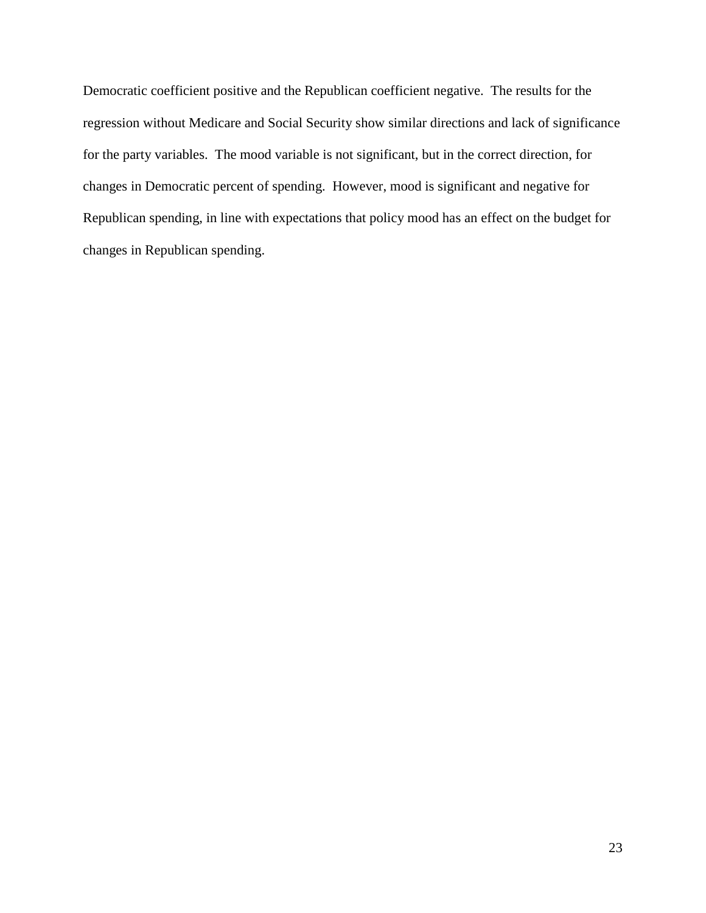Democratic coefficient positive and the Republican coefficient negative. The results for the regression without Medicare and Social Security show similar directions and lack of significance for the party variables. The mood variable is not significant, but in the correct direction, for changes in Democratic percent of spending. However, mood is significant and negative for Republican spending, in line with expectations that policy mood has an effect on the budget for changes in Republican spending.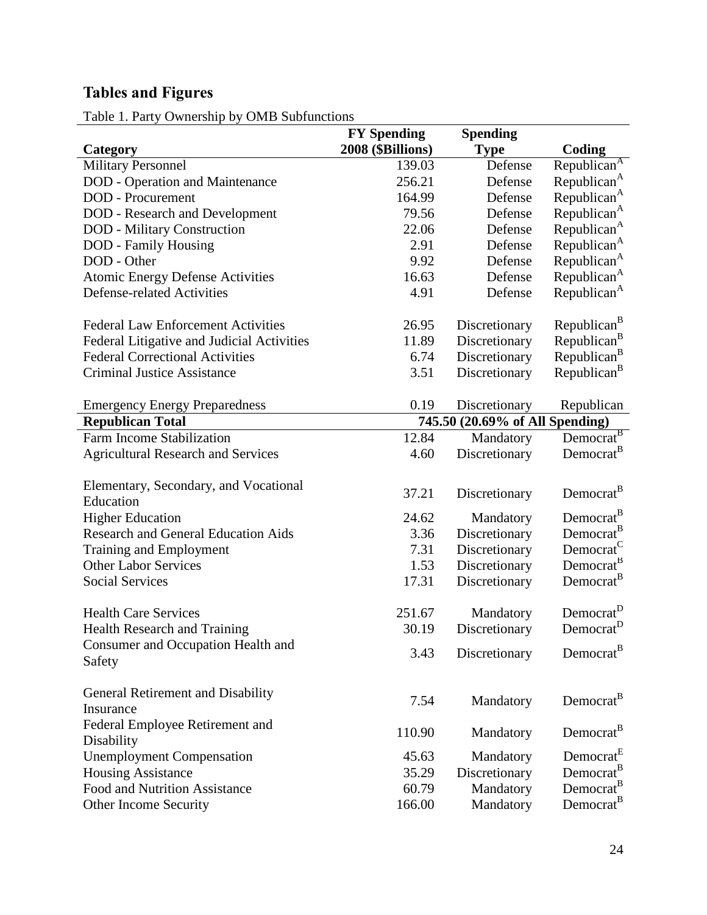## Tables and Figures

Table 1. Party Ownership by OMB Subfunctions

| Category | FY Spending 2008 ($Billions) | Spending Type | Coding |
|---|---|---|---|
| Military Personnel | 139.03 | Defense | Republican[A] |
| DOD - Operation and Maintenance | 256.21 | Defense | Republican[A] |
| DOD - Procurement | 164.99 | Defense | Republican[A] |
| DOD - Research and Development | 79.56 | Defense | Republican[A] |
| DOD - Military Construction | 22.06 | Defense | Republican[A] |
| DOD - Family Housing | 2.91 | Defense | Republican[A] |
| DOD - Other | 9.92 | Defense | Republican[A] |
| Atomic Energy Defense Activities | 16.63 | Defense | Republican[A] |
| Defense-related Activities | 4.91 | Defense | Republican[A] |
| Federal Law Enforcement Activities | 26.95 | Discretionary | Republican[B] |
| Federal Litigative and Judicial Activities | 11.89 | Discretionary | Republican[B] |
| Federal Correctional Activities | 6.74 | Discretionary | Republican[B] |
| Criminal Justice Assistance | 3.51 | Discretionary | Republican[B] |
| Emergency Energy Preparedness | 0.19 | Discretionary | Republican |
| **Republican Total** | **745.50 (20.69% of All Spending)** | | |
| Farm Income Stabilization | 12.84 | Mandatory | Democrat[B] |
| Agricultural Research and Services | 4.60 | Discretionary | Democrat[B] |
| Elementary, Secondary, and Vocational Education | 37.21 | Discretionary | Democrat[B] |
| Higher Education | 24.62 | Mandatory | Democrat[B] |
| Research and General Education Aids | 3.36 | Discretionary | Democrat[B] |
| Training and Employment | 7.31 | Discretionary | Democrat[C] |
| Other Labor Services | 1.53 | Discretionary | Democrat[B] |
| Social Services | 17.31 | Discretionary | Democrat[B] |
| Health Care Services | 251.67 | Mandatory | Democrat[D] |
| Health Research and Training | 30.19 | Discretionary | Democrat[D] |
| Consumer and Occupation Health and Safety | 3.43 | Discretionary | Democrat[B] |
| General Retirement and Disability Insurance | 7.54 | Mandatory | Democrat[B] |
| Federal Employee Retirement and Disability | 110.90 | Mandatory | Democrat[B] |
| Unemployment Compensation | 45.63 | Mandatory | Democrat[E] |
| Housing Assistance | 35.29 | Discretionary | Democrat[B] |
| Food and Nutrition Assistance | 60.79 | Mandatory | Democrat[B] |
| Other Income Security | 166.00 | Mandatory | Democrat[B] |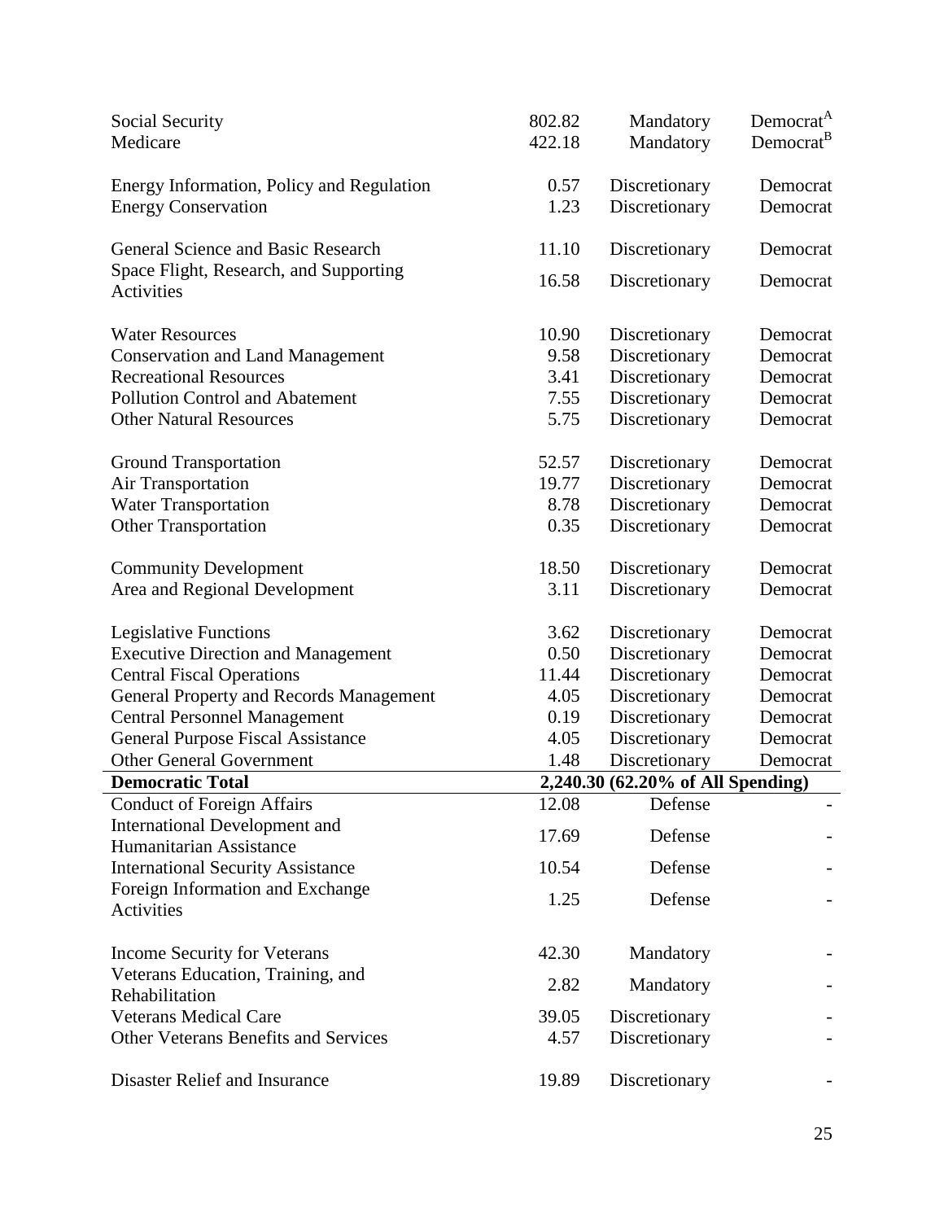| | | | |
|---|---|---|---|
| Social Security | 802.82 | Mandatory | Democrat[A] |
| Medicare | 422.18 | Mandatory | Democrat[B] |
| | | | |
| Energy Information, Policy and Regulation | 0.57 | Discretionary | Democrat |
| Energy Conservation | 1.23 | Discretionary | Democrat |
| | | | |
| General Science and Basic Research | 11.10 | Discretionary | Democrat |
| Space Flight, Research, and Supporting Activities | 16.58 | Discretionary | Democrat |
| | | | |
| Water Resources | 10.90 | Discretionary | Democrat |
| Conservation and Land Management | 9.58 | Discretionary | Democrat |
| Recreational Resources | 3.41 | Discretionary | Democrat |
| Pollution Control and Abatement | 7.55 | Discretionary | Democrat |
| Other Natural Resources | 5.75 | Discretionary | Democrat |
| | | | |
| Ground Transportation | 52.57 | Discretionary | Democrat |
| Air Transportation | 19.77 | Discretionary | Democrat |
| Water Transportation | 8.78 | Discretionary | Democrat |
| Other Transportation | 0.35 | Discretionary | Democrat |
| | | | |
| Community Development | 18.50 | Discretionary | Democrat |
| Area and Regional Development | 3.11 | Discretionary | Democrat |
| | | | |
| Legislative Functions | 3.62 | Discretionary | Democrat |
| Executive Direction and Management | 0.50 | Discretionary | Democrat |
| Central Fiscal Operations | 11.44 | Discretionary | Democrat |
| General Property and Records Management | 4.05 | Discretionary | Democrat |
| Central Personnel Management | 0.19 | Discretionary | Democrat |
| General Purpose Fiscal Assistance | 4.05 | Discretionary | Democrat |
| Other General Government | 1.48 | Discretionary | Democrat |
| **Democratic Total** | **2,240.30 (62.20% of All Spending)** | | |
| Conduct of Foreign Affairs | 12.08 | Defense | - |
| International Development and Humanitarian Assistance | 17.69 | Defense | - |
| International Security Assistance | 10.54 | Defense | - |
| Foreign Information and Exchange Activities | 1.25 | Defense | - |
| | | | |
| Income Security for Veterans | 42.30 | Mandatory | - |
| Veterans Education, Training, and Rehabilitation | 2.82 | Mandatory | - |
| Veterans Medical Care | 39.05 | Discretionary | - |
| Other Veterans Benefits and Services | 4.57 | Discretionary | - |
| | | | |
| Disaster Relief and Insurance | 19.89 | Discretionary | - |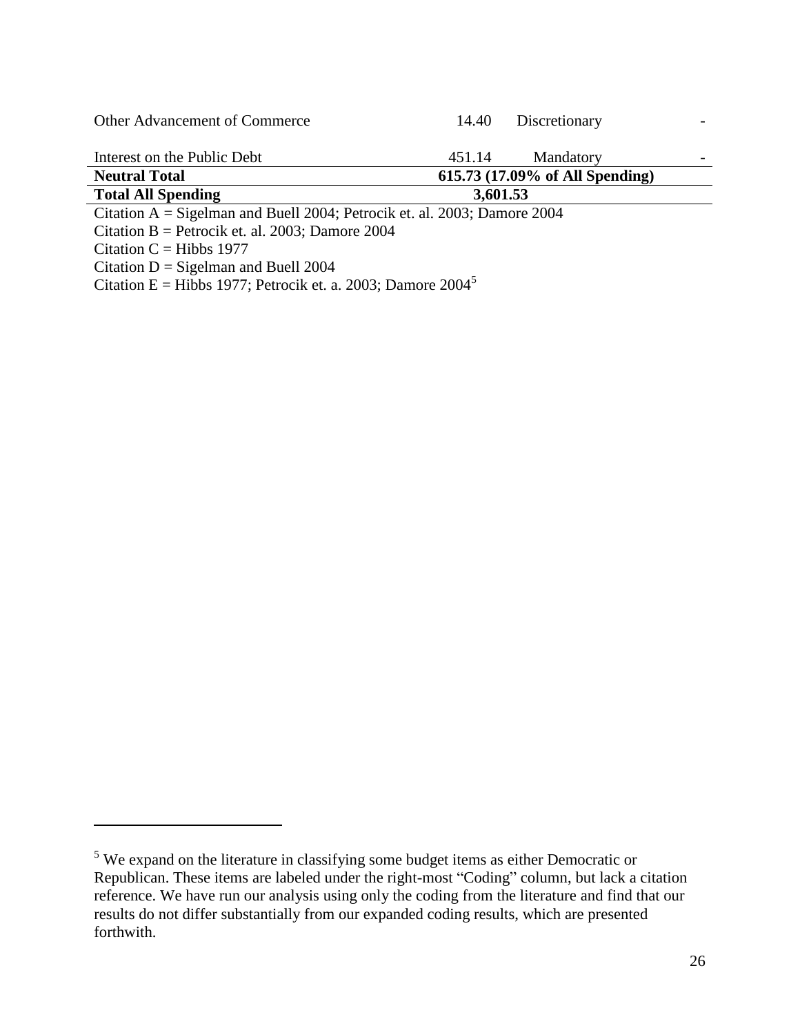| | | | |
|---|---|---|---|
| Other Advancement of Commerce | 14.40 | Discretionary | - |
| Interest on the Public Debt | 451.14 | Mandatory | - |
| **Neutral Total** | **615.73 (17.09% of All Spending)** | | |
| **Total All Spending** | **3,601.53** | | |

Citation A = Sigelman and Buell 2004; Petrocik et. al. 2003; Damore 2004
Citation B = Petrocik et. al. 2003; Damore 2004
Citation C = Hibbs 1977
Citation D = Sigelman and Buell 2004
Citation E = Hibbs 1977; Petrocik et. a. 2003; Damore 2004[5]

[5] We expand on the literature in classifying some budget items as either Democratic or Republican. These items are labeled under the right-most "Coding" column, but lack a citation reference. We have run our analysis using only the coding from the literature and find that our results do not differ substantially from our expanded coding results, which are presented forthwith.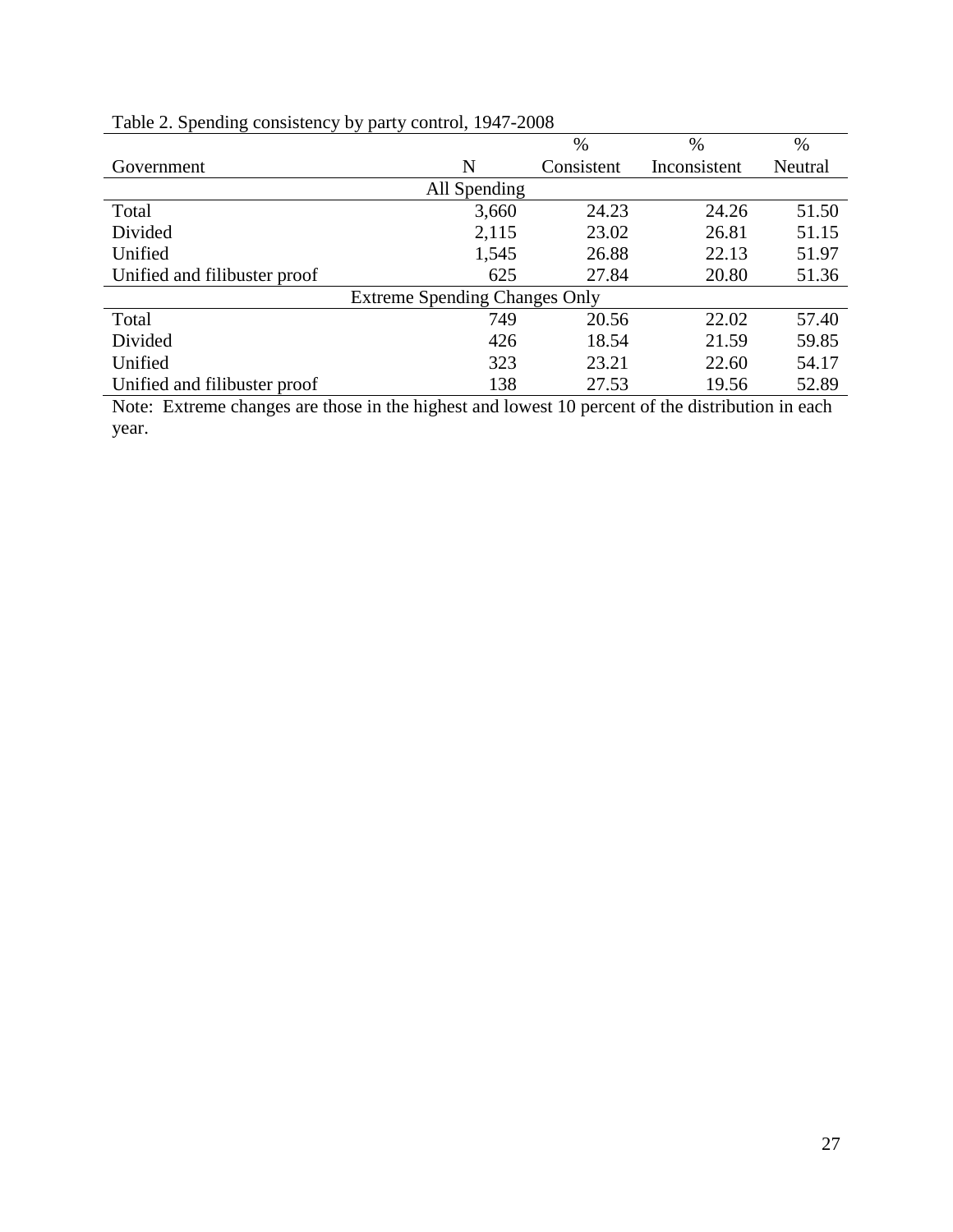Table 2. Spending consistency by party control, 1947-2008

| Government | N | % Consistent | % Inconsistent | % Neutral |
|---|---|---|---|---|
| All Spending | | | | |
| Total | 3,660 | 24.23 | 24.26 | 51.50 |
| Divided | 2,115 | 23.02 | 26.81 | 51.15 |
| Unified | 1,545 | 26.88 | 22.13 | 51.97 |
| Unified and filibuster proof | 625 | 27.84 | 20.80 | 51.36 |
| Extreme Spending Changes Only | | | | |
| Total | 749 | 20.56 | 22.02 | 57.40 |
| Divided | 426 | 18.54 | 21.59 | 59.85 |
| Unified | 323 | 23.21 | 22.60 | 54.17 |
| Unified and filibuster proof | 138 | 27.53 | 19.56 | 52.89 |

Note: Extreme changes are those in the highest and lowest 10 percent of the distribution in each year.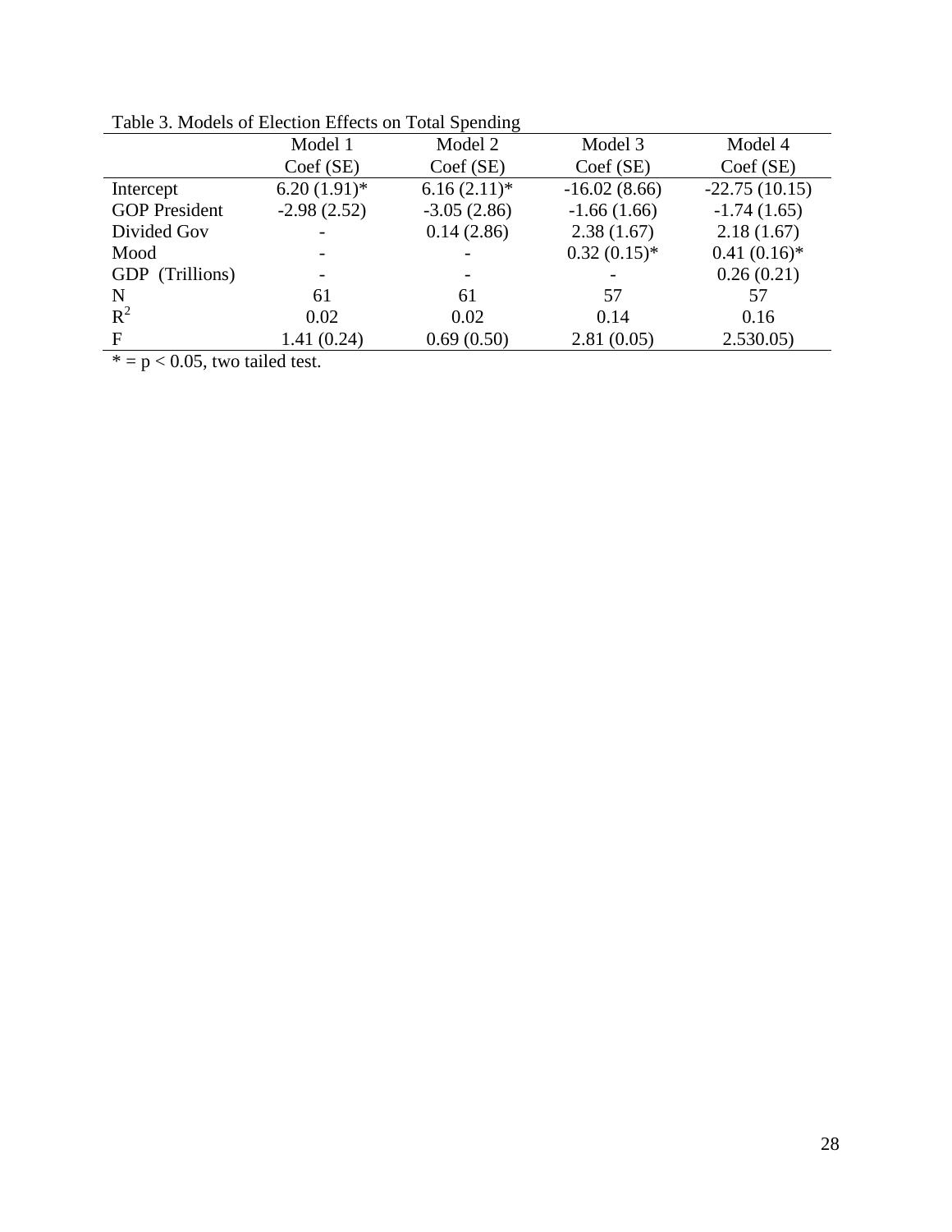Table 3. Models of Election Effects on Total Spending

| | Model 1 | Model 2 | Model 3 | Model 4 |
|---|---|---|---|---|
| | Coef (SE) | Coef (SE) | Coef (SE) | Coef (SE) |
| Intercept | 6.20 (1.91)* | 6.16 (2.11)* | -16.02 (8.66) | -22.75 (10.15) |
| GOP President | -2.98 (2.52) | -3.05 (2.86) | -1.66 (1.66) | -1.74 (1.65) |
| Divided Gov | - | 0.14 (2.86) | 2.38 (1.67) | 2.18 (1.67) |
| Mood | - | - | 0.32 (0.15)* | 0.41 (0.16)* |
| GDP (Trillions) | - | - | - | 0.26 (0.21) |
| N | 61 | 61 | 57 | 57 |
| $R^2$ | 0.02 | 0.02 | 0.14 | 0.16 |
| F | 1.41 (0.24) | 0.69 (0.50) | 2.81 (0.05) | 2.530.05) |

* = $p < 0.05$, two tailed test.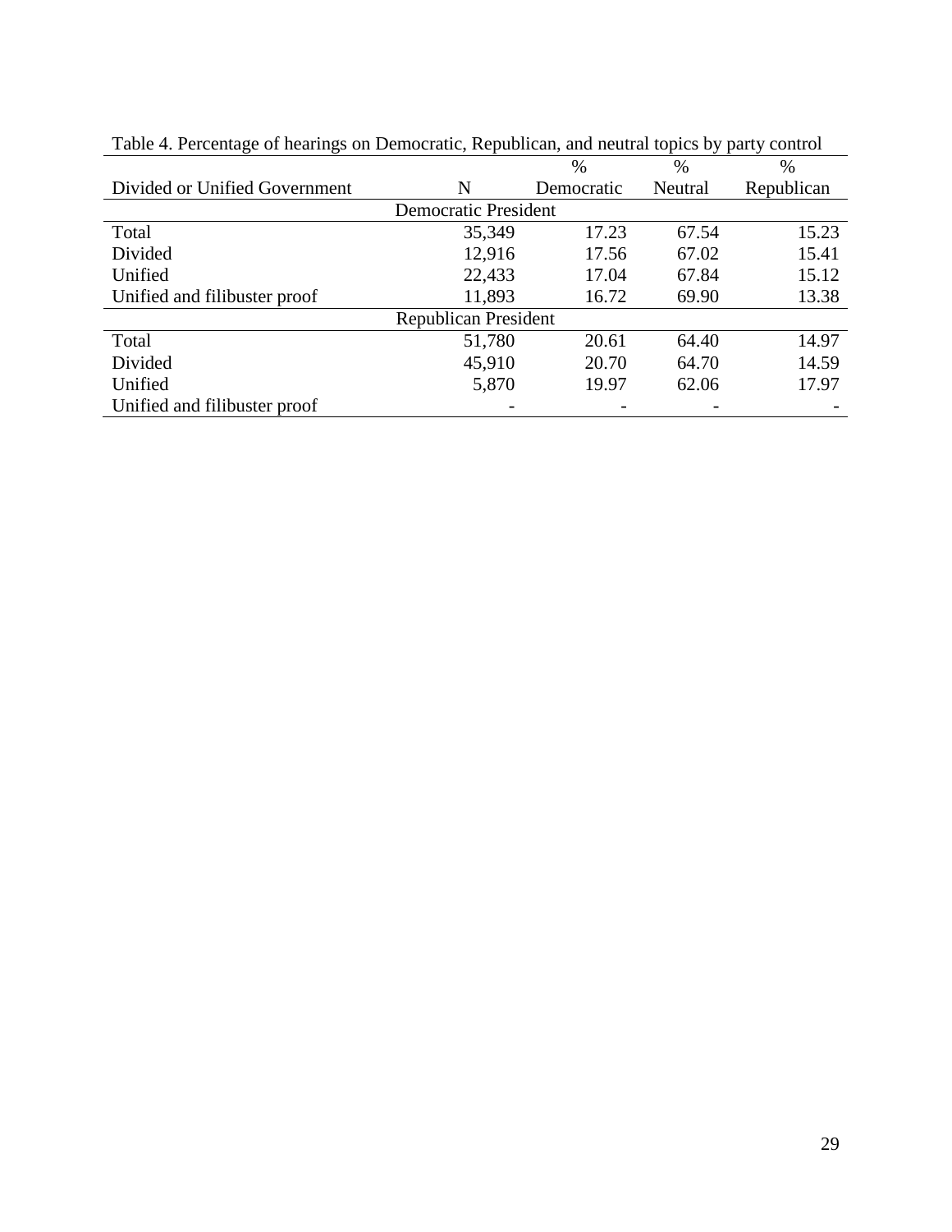Table 4. Percentage of hearings on Democratic, Republican, and neutral topics by party control

| Divided or Unified Government | N | % Democratic | % Neutral | % Republican |
|---|---|---|---|---|
| Democratic President | | | | |
| Total | 35,349 | 17.23 | 67.54 | 15.23 |
| Divided | 12,916 | 17.56 | 67.02 | 15.41 |
| Unified | 22,433 | 17.04 | 67.84 | 15.12 |
| Unified and filibuster proof | 11,893 | 16.72 | 69.90 | 13.38 |
| Republican President | | | | |
| Total | 51,780 | 20.61 | 64.40 | 14.97 |
| Divided | 45,910 | 20.70 | 64.70 | 14.59 |
| Unified | 5,870 | 19.97 | 62.06 | 17.97 |
| Unified and filibuster proof | - | - | - | - |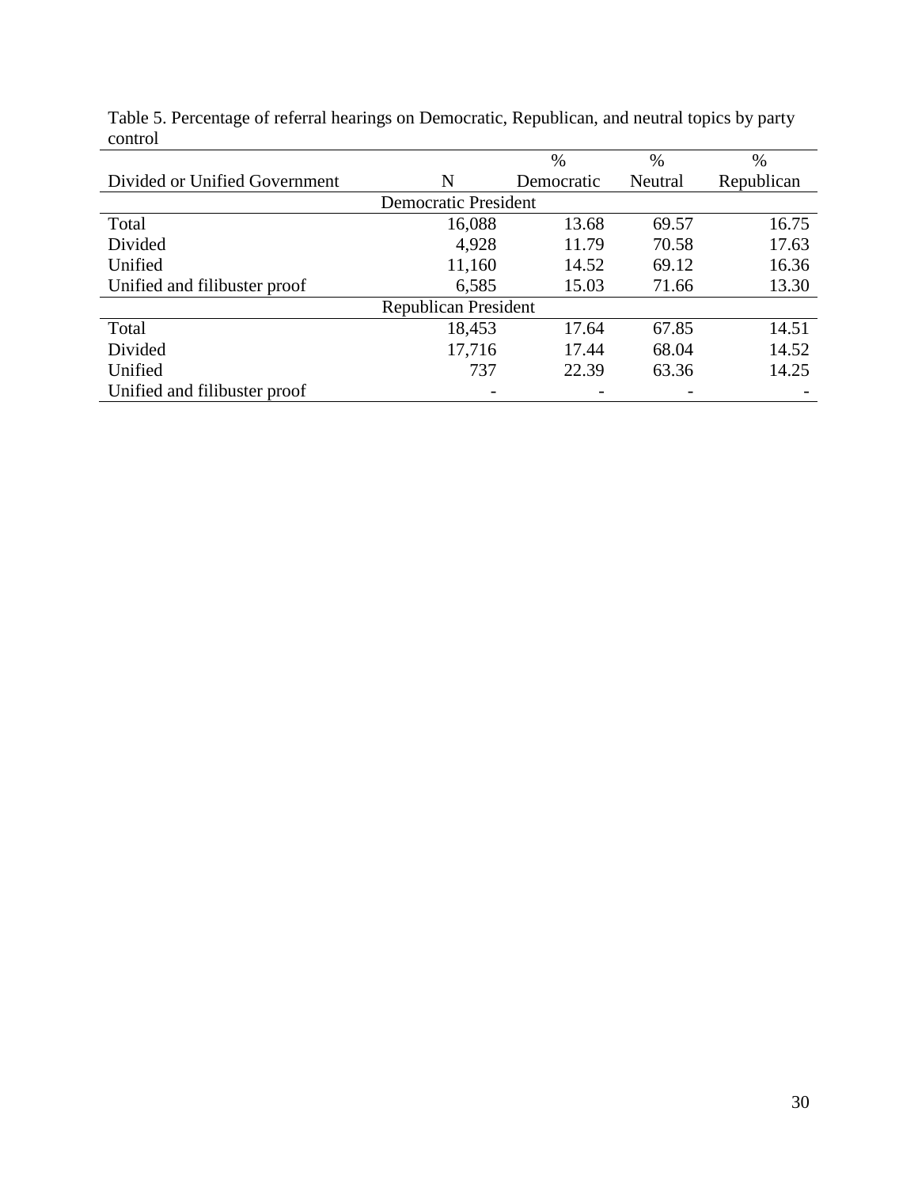Table 5. Percentage of referral hearings on Democratic, Republican, and neutral topics by party control

| Divided or Unified Government | N | % Democratic | % Neutral | % Republican |
|---|---|---|---|---|
| Democratic President | | | | |
| Total | 16,088 | 13.68 | 69.57 | 16.75 |
| Divided | 4,928 | 11.79 | 70.58 | 17.63 |
| Unified | 11,160 | 14.52 | 69.12 | 16.36 |
| Unified and filibuster proof | 6,585 | 15.03 | 71.66 | 13.30 |
| Republican President | | | | |
| Total | 18,453 | 17.64 | 67.85 | 14.51 |
| Divided | 17,716 | 17.44 | 68.04 | 14.52 |
| Unified | 737 | 22.39 | 63.36 | 14.25 |
| Unified and filibuster proof | - | - | - | - |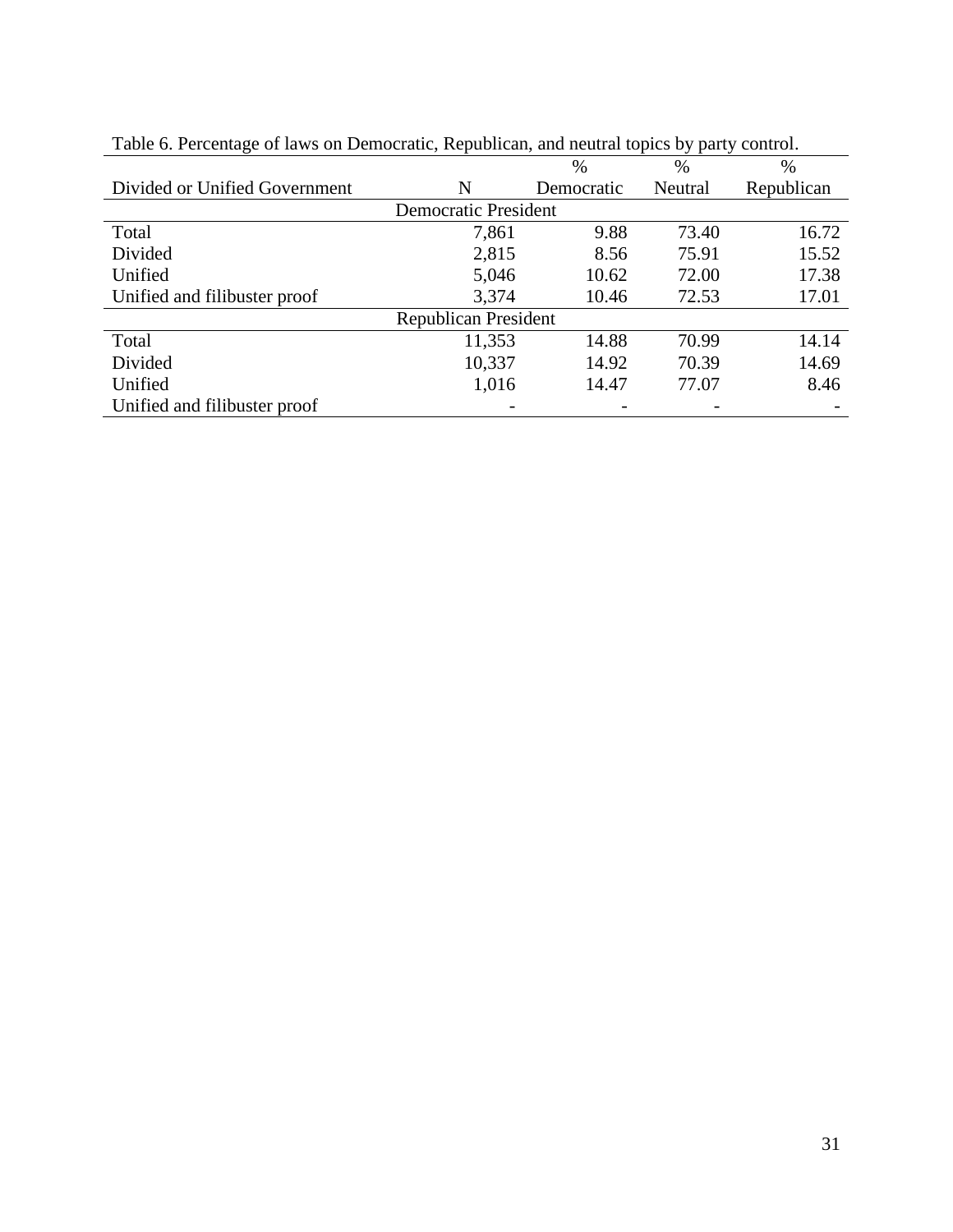Table 6. Percentage of laws on Democratic, Republican, and neutral topics by party control.

| Divided or Unified Government | N | % Democratic | % Neutral | % Republican |
|---|---|---|---|---|
| Democratic President | | | | |
| Total | 7,861 | 9.88 | 73.40 | 16.72 |
| Divided | 2,815 | 8.56 | 75.91 | 15.52 |
| Unified | 5,046 | 10.62 | 72.00 | 17.38 |
| Unified and filibuster proof | 3,374 | 10.46 | 72.53 | 17.01 |
| Republican President | | | | |
| Total | 11,353 | 14.88 | 70.99 | 14.14 |
| Divided | 10,337 | 14.92 | 70.39 | 14.69 |
| Unified | 1,016 | 14.47 | 77.07 | 8.46 |
| Unified and filibuster proof | - | - | - | - |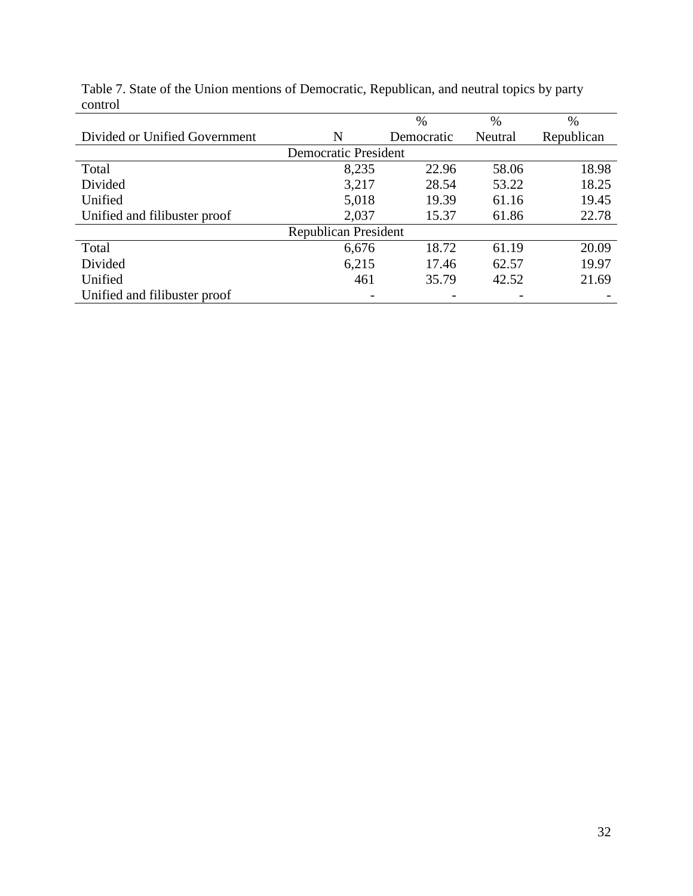Table 7. State of the Union mentions of Democratic, Republican, and neutral topics by party control

| Divided or Unified Government | N | % Democratic | % Neutral | % Republican |
|---|---|---|---|---|
| Democratic President | | | | |
| Total | 8,235 | 22.96 | 58.06 | 18.98 |
| Divided | 3,217 | 28.54 | 53.22 | 18.25 |
| Unified | 5,018 | 19.39 | 61.16 | 19.45 |
| Unified and filibuster proof | 2,037 | 15.37 | 61.86 | 22.78 |
| Republican President | | | | |
| Total | 6,676 | 18.72 | 61.19 | 20.09 |
| Divided | 6,215 | 17.46 | 62.57 | 19.97 |
| Unified | 461 | 35.79 | 42.52 | 21.69 |
| Unified and filibuster proof | - | - | - | - |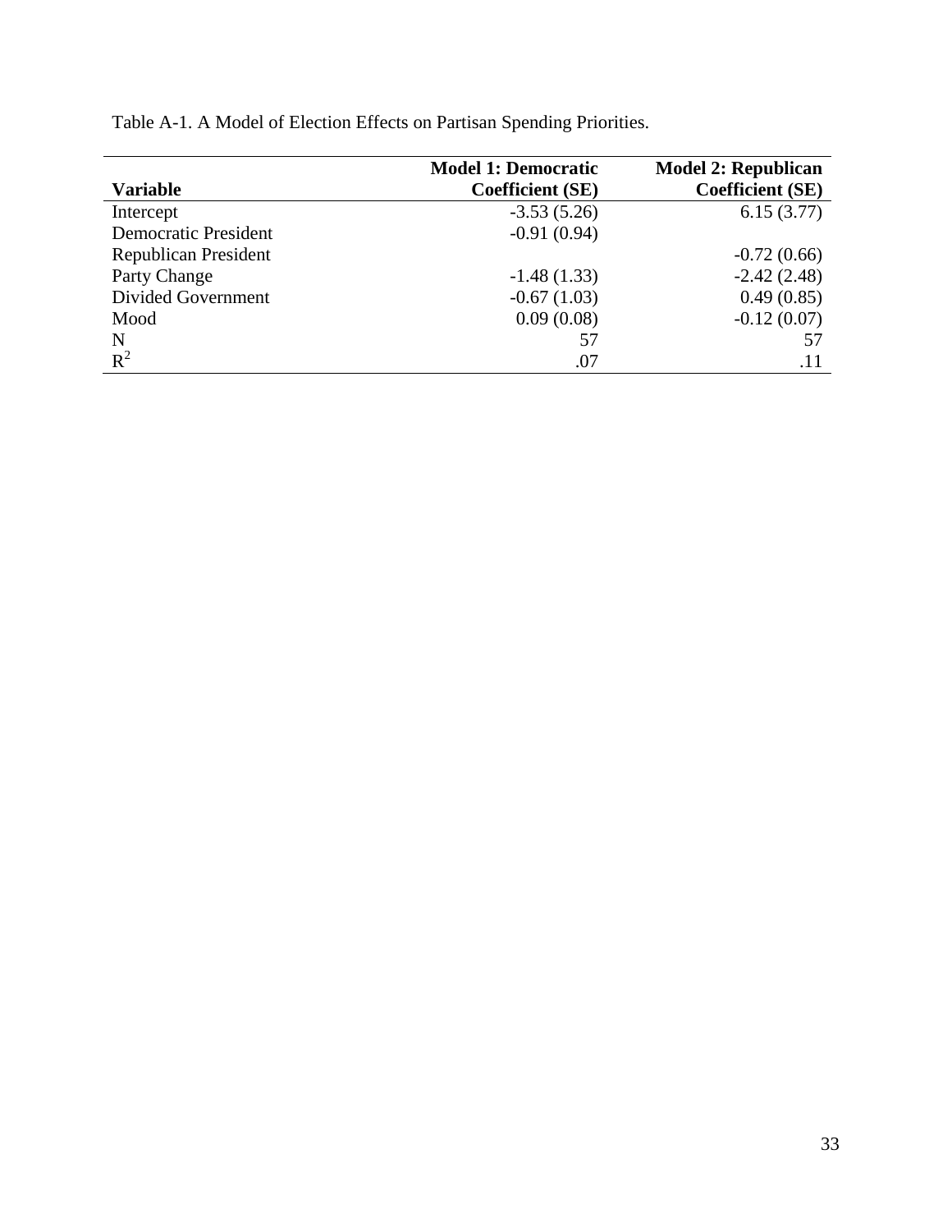Table A-1. A Model of Election Effects on Partisan Spending Priorities.

| Variable | Model 1: Democratic Coefficient (SE) | Model 2: Republican Coefficient (SE) |
|---|---|---|
| Intercept | -3.53 (5.26) | 6.15 (3.77) |
| Democratic President | -0.91 (0.94) | |
| Republican President | | -0.72 (0.66) |
| Party Change | -1.48 (1.33) | -2.42 (2.48) |
| Divided Government | -0.67 (1.03) | 0.49 (0.85) |
| Mood | 0.09 (0.08) | -0.12 (0.07) |
| N | 57 | 57 |
| $R^2$ | .07 | .11 |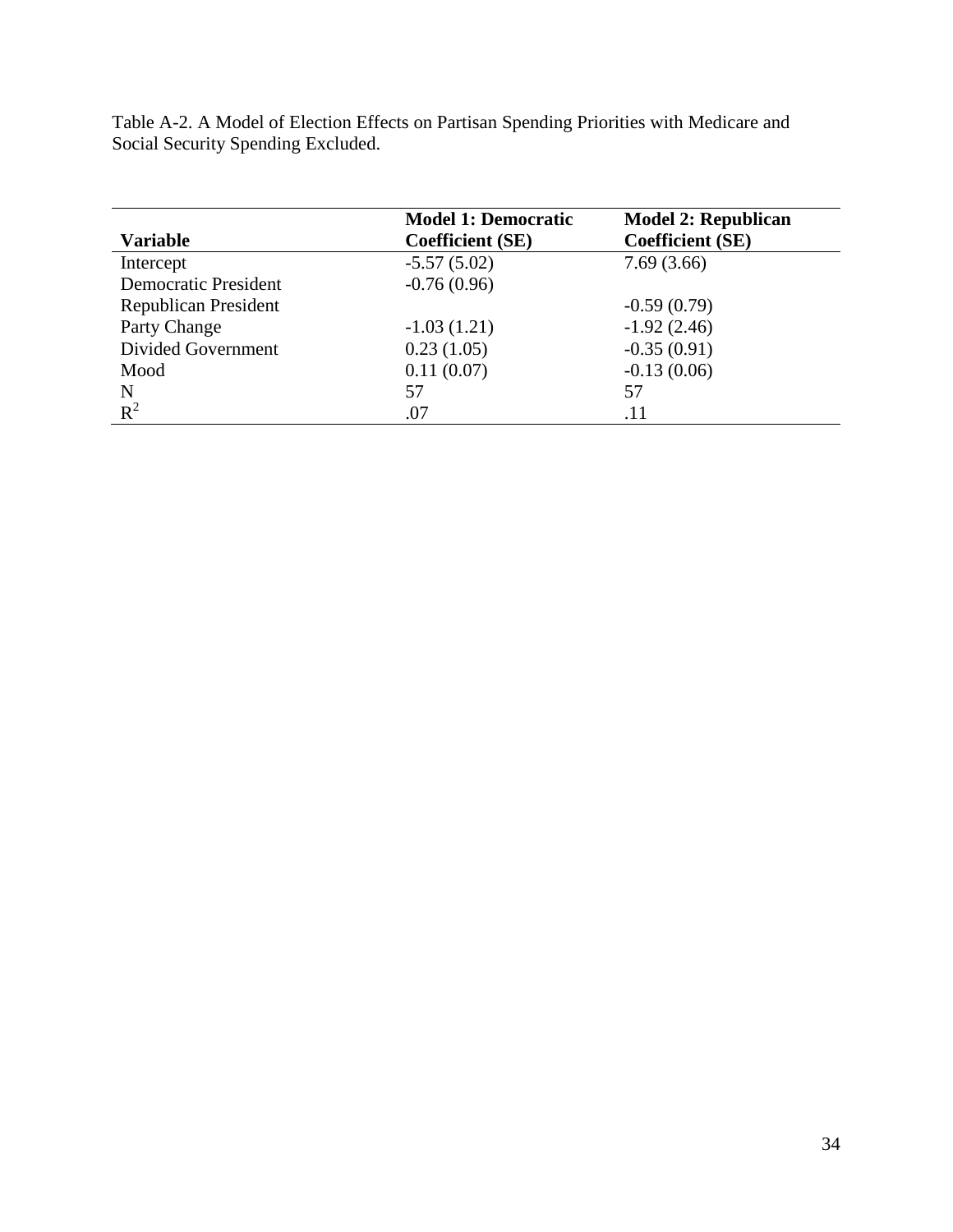Table A-2. A Model of Election Effects on Partisan Spending Priorities with Medicare and Social Security Spending Excluded.

| Variable | Model 1: Democratic Coefficient (SE) | Model 2: Republican Coefficient (SE) |
|---|---|---|
| Intercept | -5.57 (5.02) | 7.69 (3.66) |
| Democratic President | -0.76 (0.96) | |
| Republican President | | -0.59 (0.79) |
| Party Change | -1.03 (1.21) | -1.92 (2.46) |
| Divided Government | 0.23 (1.05) | -0.35 (0.91) |
| Mood | 0.11 (0.07) | -0.13 (0.06) |
| N | 57 | 57 |
| $R^2$ | .07 | .11 |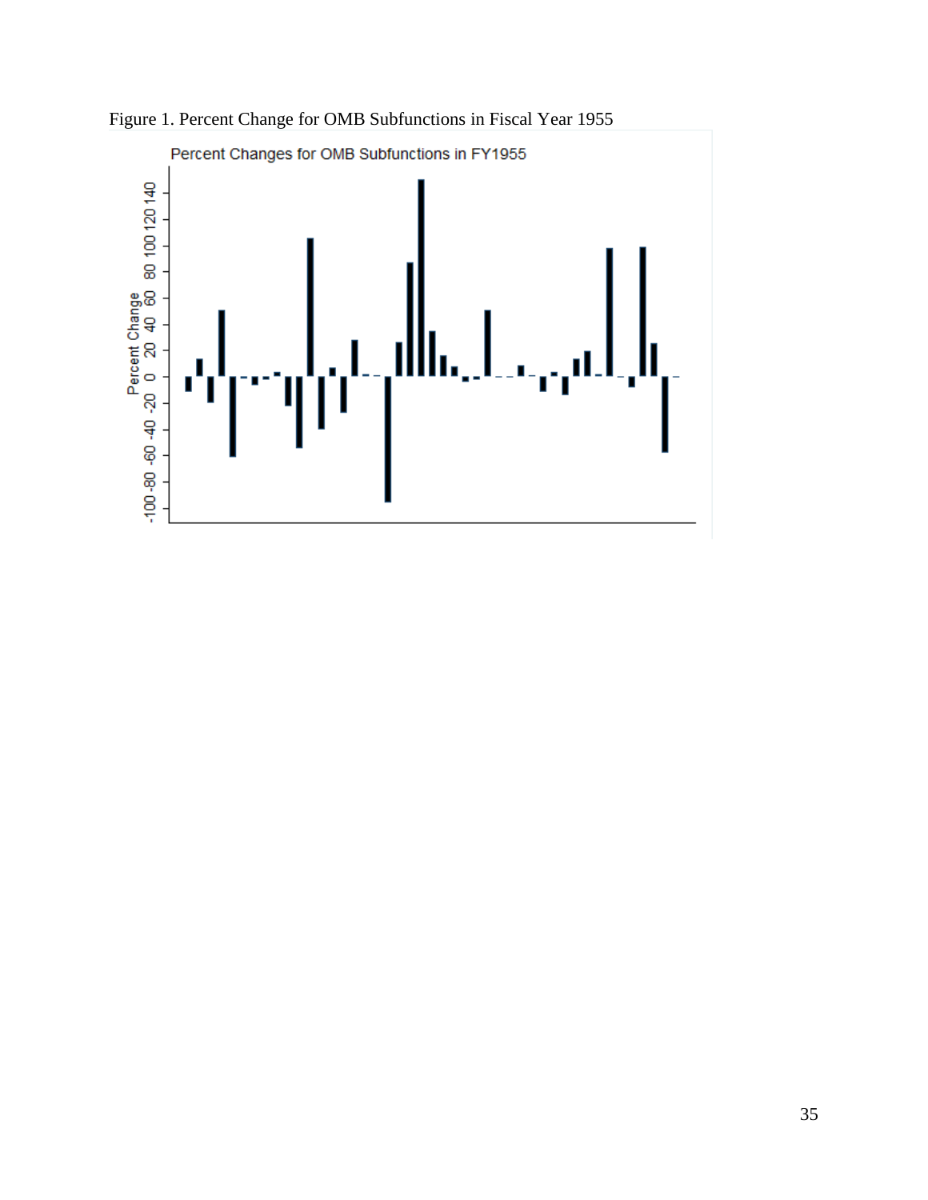Figure 1. Percent Change for OMB Subfunctions in Fiscal Year 1955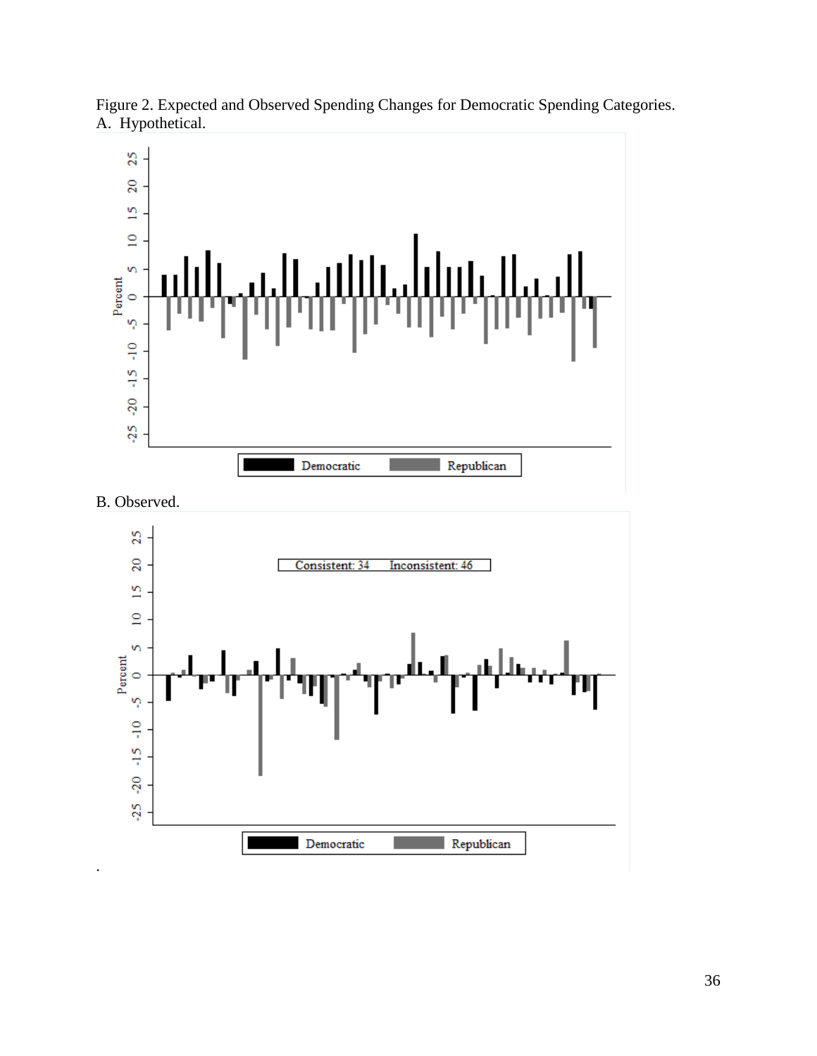Figure 2. Expected and Observed Spending Changes for Democratic Spending Categories.

A. Hypothetical.

B. Observed.

.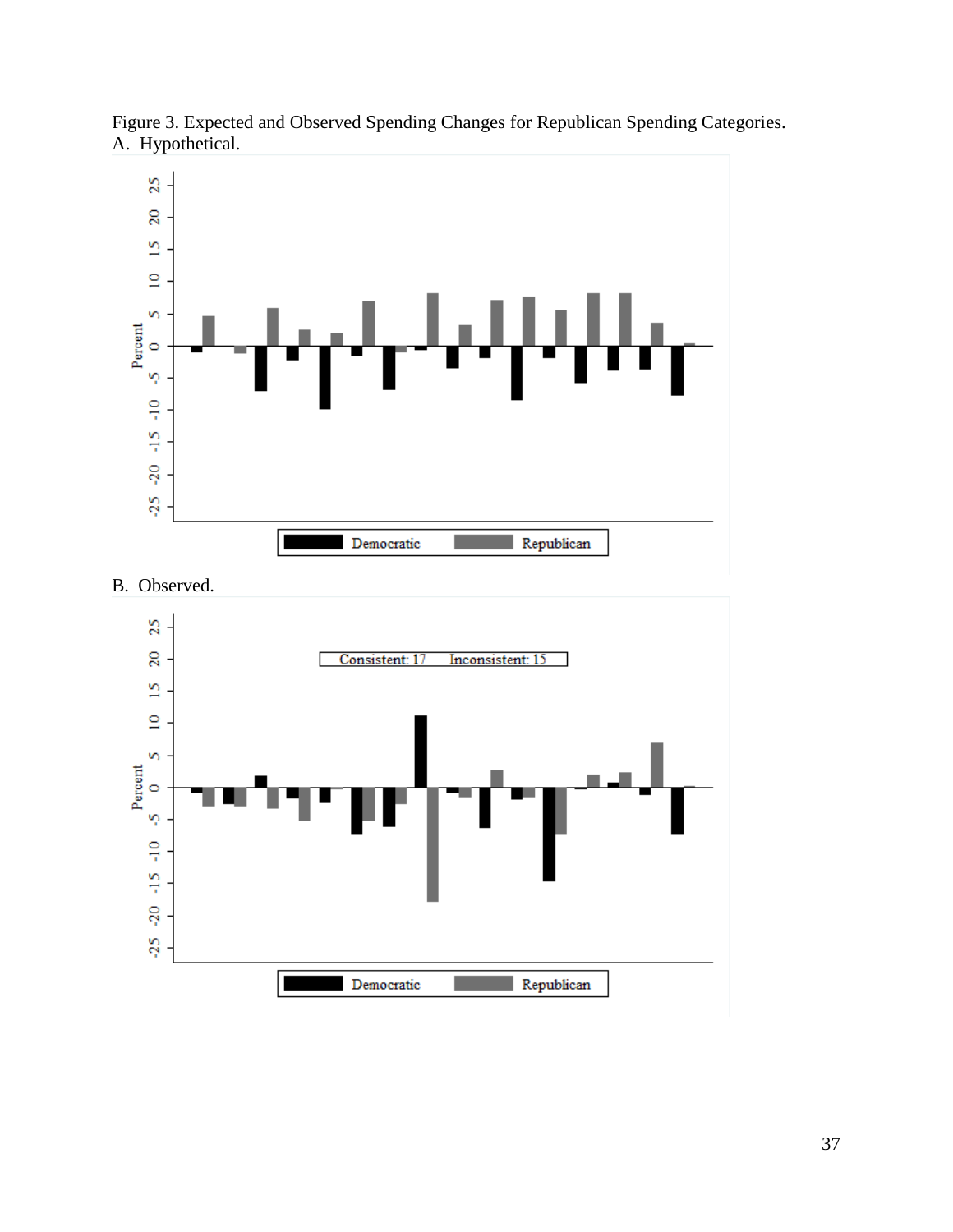Figure 3. Expected and Observed Spending Changes for Republican Spending Categories.

A. Hypothetical.

B. Observed.

Consistent: 17 Inconsistent: 15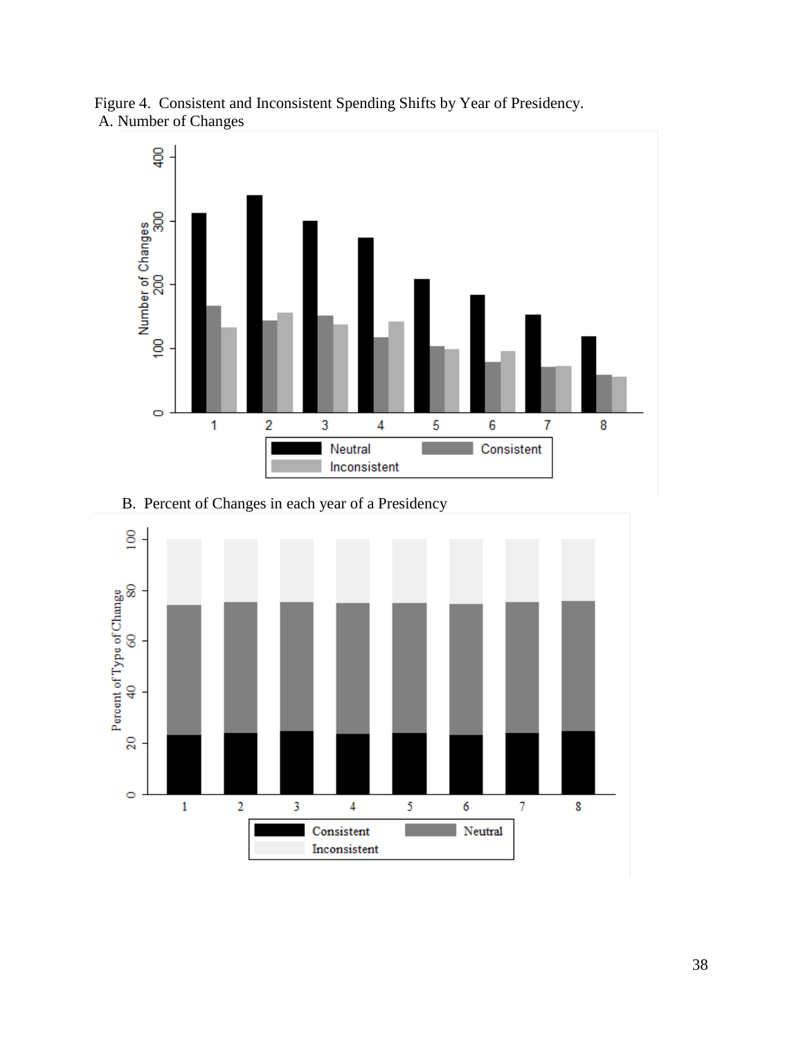Figure 4. Consistent and Inconsistent Spending Shifts by Year of Presidency.

A. Number of Changes

B. Percent of Changes in each year of a Presidency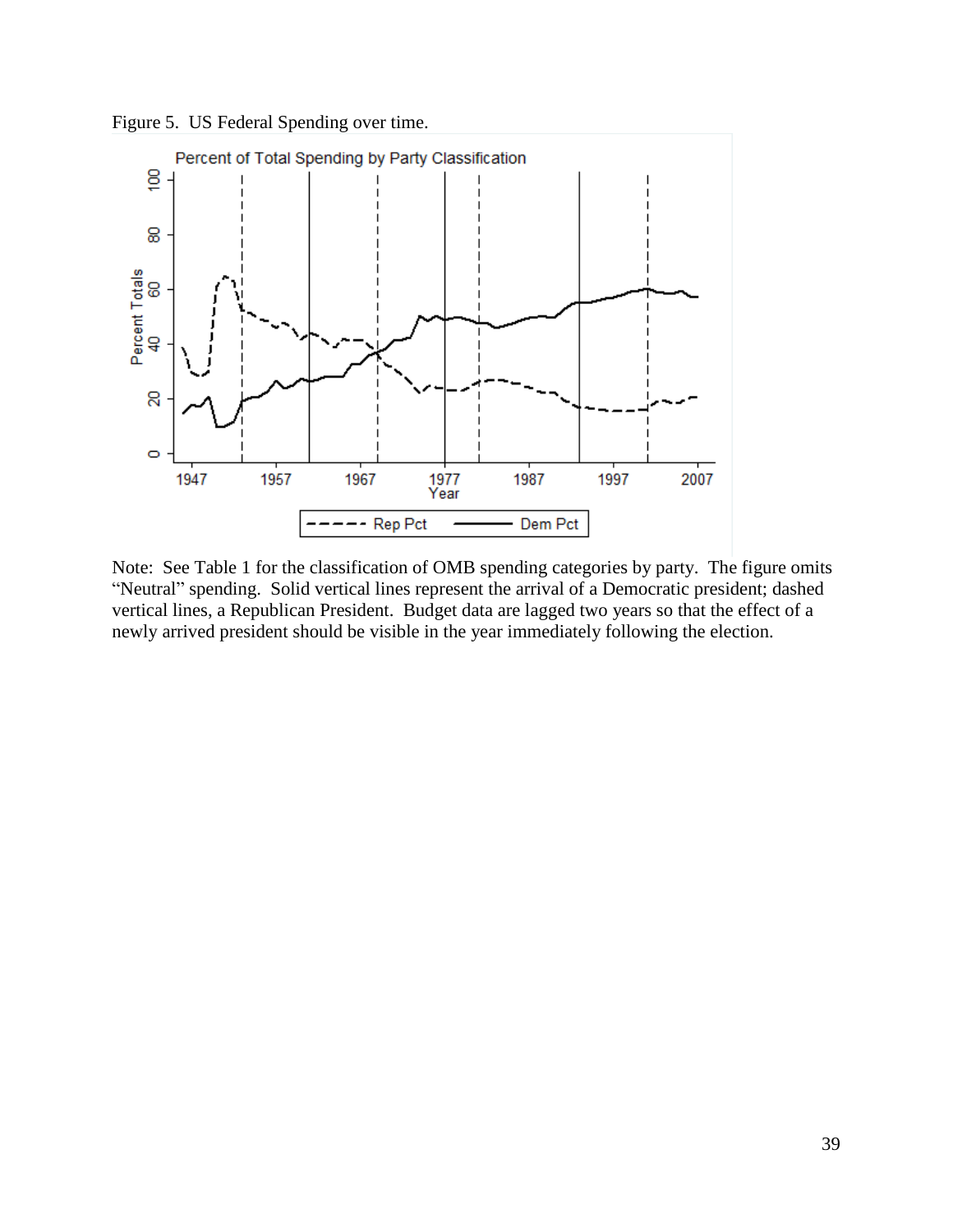Figure 5. US Federal Spending over time.

Note: See Table 1 for the classification of OMB spending categories by party. The figure omits "Neutral" spending. Solid vertical lines represent the arrival of a Democratic president; dashed vertical lines, a Republican President. Budget data are lagged two years so that the effect of a newly arrived president should be visible in the year immediately following the election.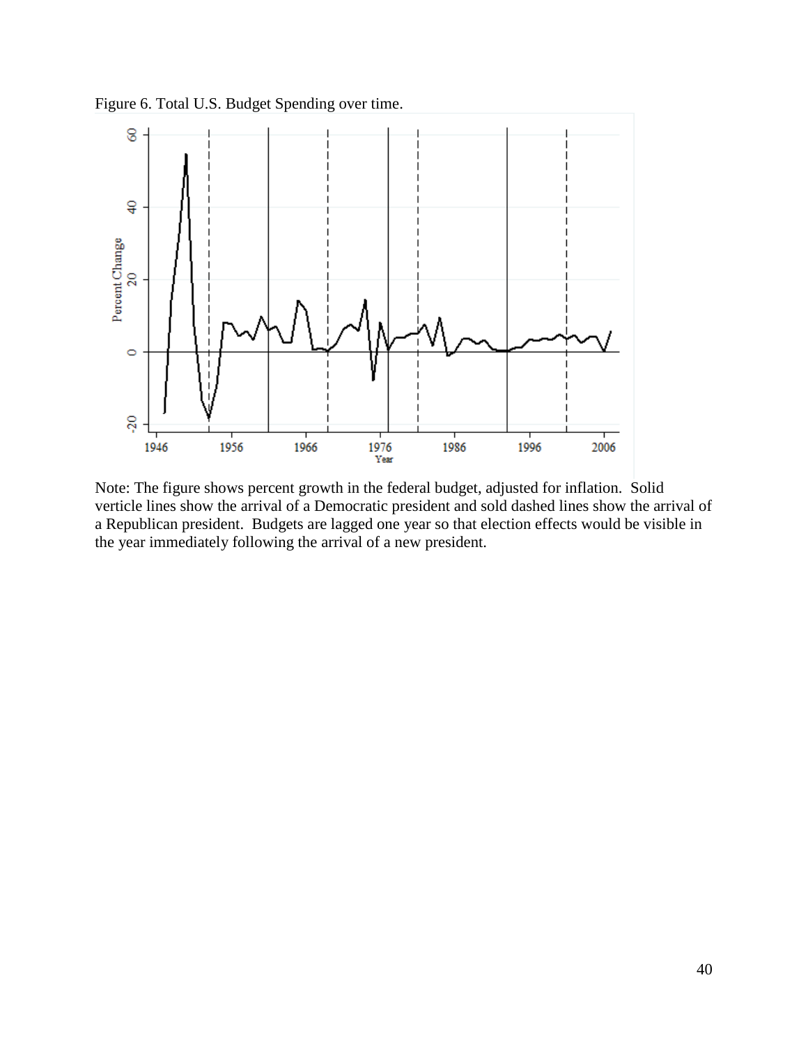Figure 6. Total U.S. Budget Spending over time.

Note: The figure shows percent growth in the federal budget, adjusted for inflation. Solid verticle lines show the arrival of a Democratic president and sold dashed lines show the arrival of a Republican president. Budgets are lagged one year so that election effects would be visible in the year immediately following the arrival of a new president.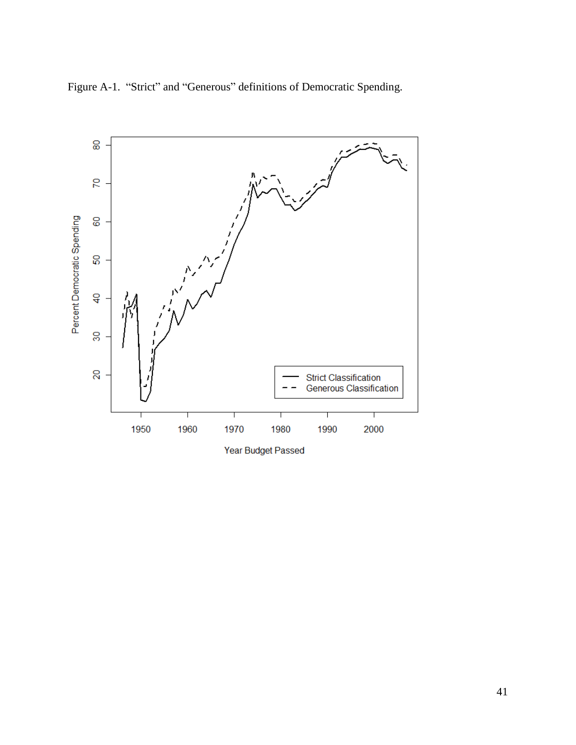Figure A-1. “Strict” and “Generous” definitions of Democratic Spending.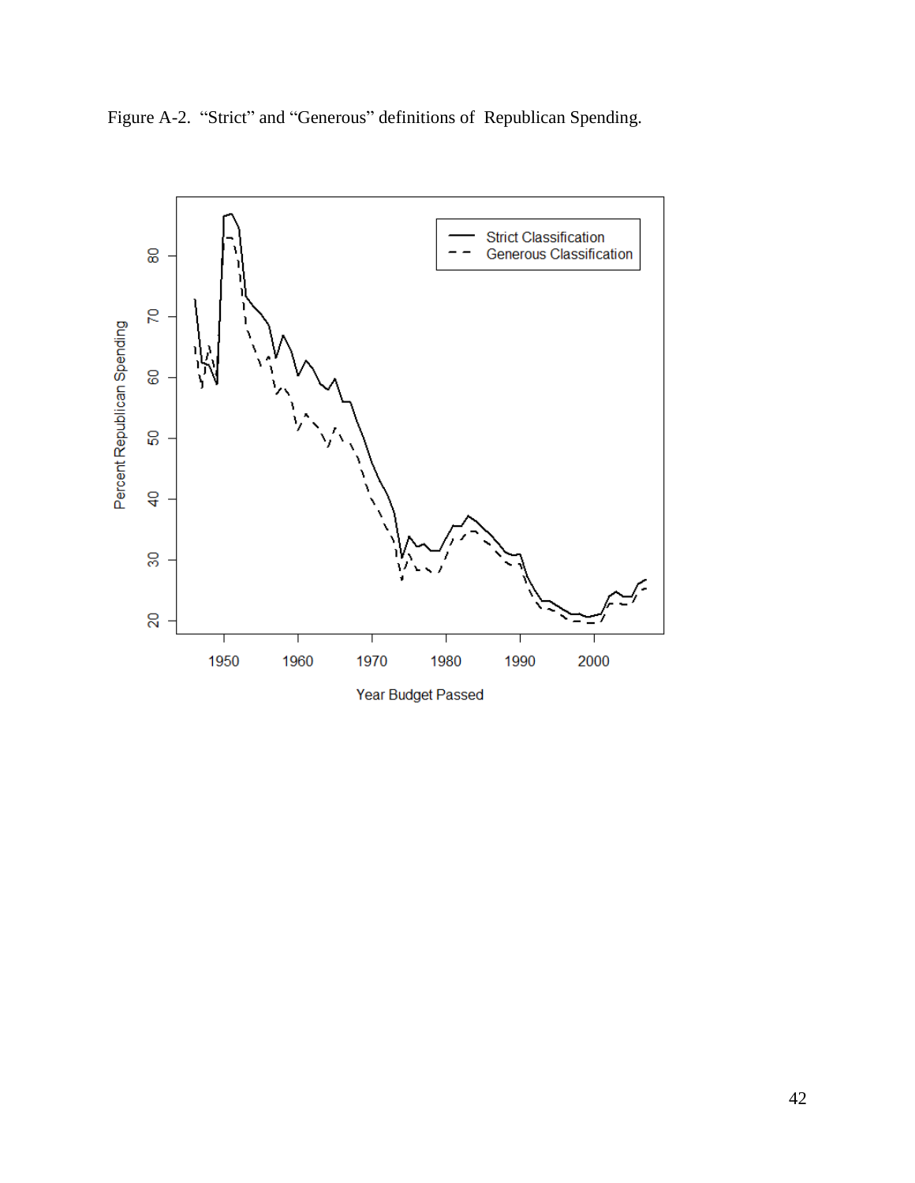Figure A-2. "Strict" and "Generous" definitions of Republican Spending.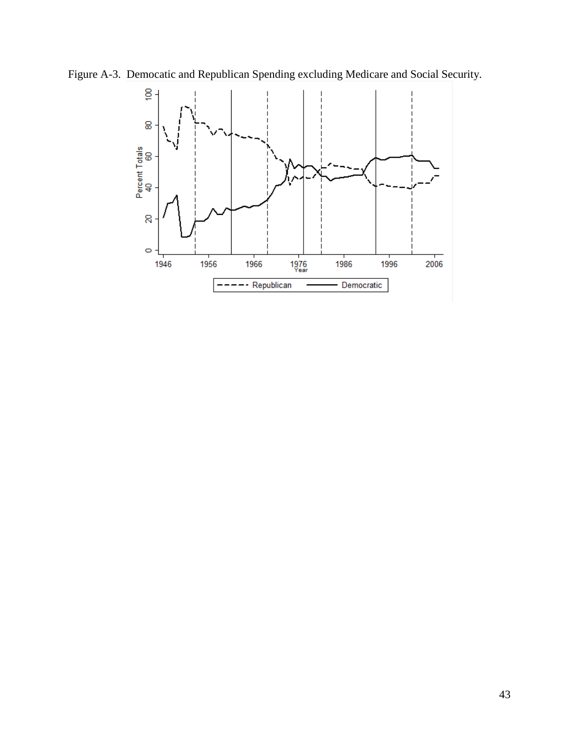Figure A-3. Democatic and Republican Spending excluding Medicare and Social Security.

Percent Totals

0
20
40
60
80
100

1946
1956
1966
1976
1986
1996
2006

Year

Republican
Democratic